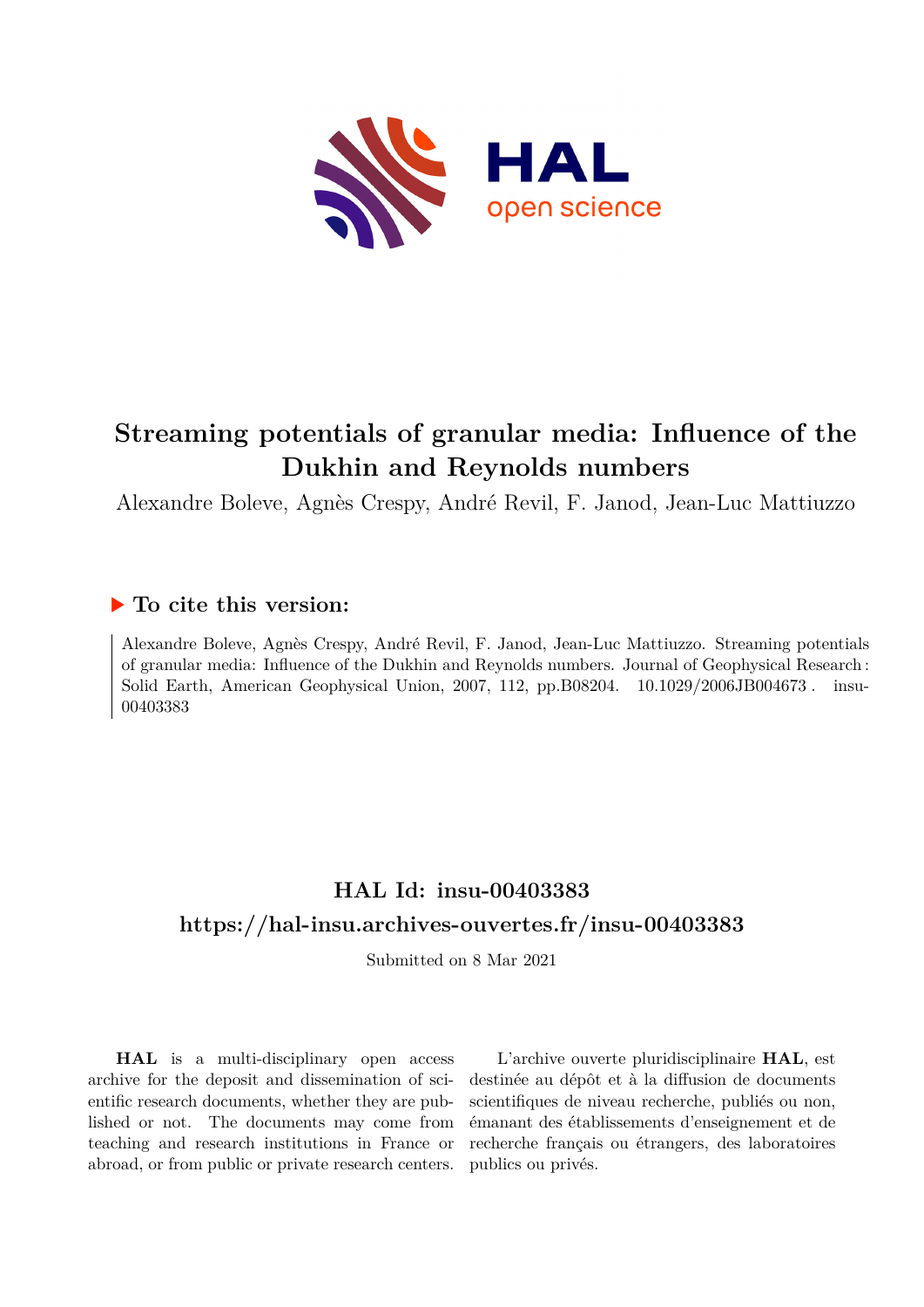# Streaming potentials of granular media: Influence of the Dukhin and Reynolds numbers

Alexandre Boleve, Agnès Crespy, André Revil, F. Janod, Jean-Luc Mattiuzzo

## ▶ To cite this version:

Alexandre Boleve, Agnès Crespy, André Revil, F. Janod, Jean-Luc Mattiuzzo. Streaming potentials of granular media: Influence of the Dukhin and Reynolds numbers. Journal of Geophysical Research : Solid Earth, American Geophysical Union, 2007, 112, pp.B08204. 10.1029/2006JB004673 . insu-00403383

## HAL Id: insu-00403383

## https://hal-insu.archives-ouvertes.fr/insu-00403383

Submitted on 8 Mar 2021

**HAL** is a multi-disciplinary open access archive for the deposit and dissemination of scientific research documents, whether they are published or not. The documents may come from teaching and research institutions in France or abroad, or from public or private research centers.

L'archive ouverte pluridisciplinaire **HAL**, est destinée au dépôt et à la diffusion de documents scientifiques de niveau recherche, publiés ou non, émanant des établissements d'enseignement et de recherche français ou étrangers, des laboratoires publics ou privés.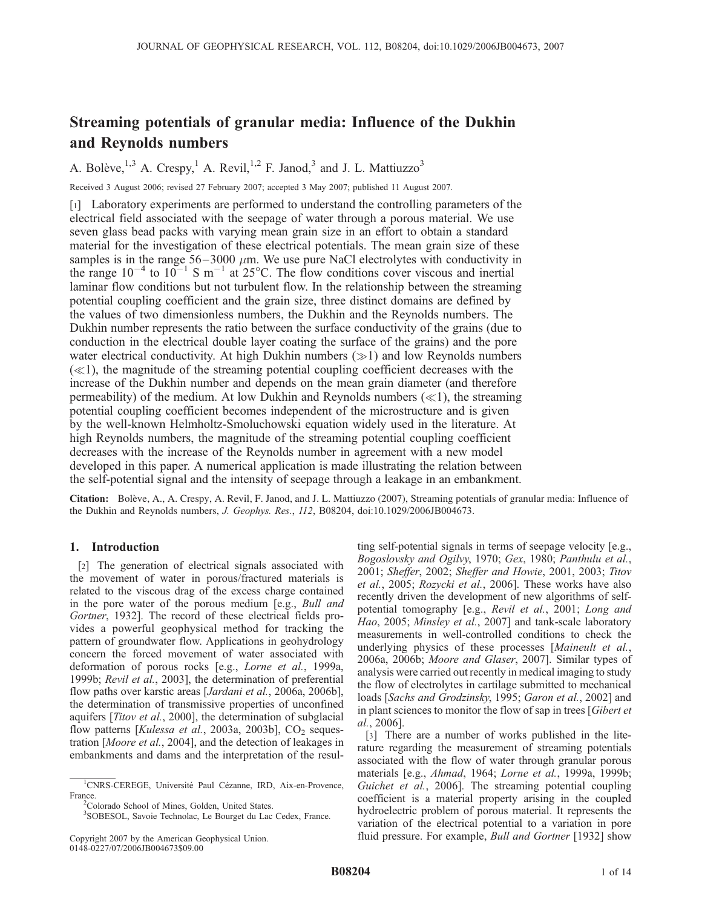# Streaming potentials of granular media: Influence of the Dukhin and Reynolds numbers

A. Bolève,[1,3] A. Crespy,[1] A. Revil,[1,2] F. Janod,[3] and J. L. Mattiuzzo[3]

Received 3 August 2006; revised 27 February 2007; accepted 3 May 2007; published 11 August 2007.

[1] Laboratory experiments are performed to understand the controlling parameters of the electrical field associated with the seepage of water through a porous material. We use seven glass bead packs with varying mean grain size in an effort to obtain a standard material for the investigation of these electrical potentials. The mean grain size of these samples is in the range 56–3000 $\mu$m. We use pure NaCl electrolytes with conductivity in the range $10^{-4}$ to $10^{-1}$ S m$^{-1}$ at 25°C. The flow conditions cover viscous and inertial laminar flow conditions but not turbulent flow. In the relationship between the streaming potential coupling coefficient and the grain size, three distinct domains are defined by the values of two dimensionless numbers, the Dukhin and the Reynolds numbers. The Dukhin number represents the ratio between the surface conductivity of the grains (due to conduction in the electrical double layer coating the surface of the grains) and the pore water electrical conductivity. At high Dukhin numbers ($\gg$1) and low Reynolds numbers ($\ll$1), the magnitude of the streaming potential coupling coefficient decreases with the increase of the Dukhin number and depends on the mean grain diameter (and therefore permeability) of the medium. At low Dukhin and Reynolds numbers ($\ll$1), the streaming potential coupling coefficient becomes independent of the microstructure and is given by the well-known Helmholtz-Smoluchowski equation widely used in the literature. At high Reynolds numbers, the magnitude of the streaming potential coupling coefficient decreases with the increase of the Reynolds number in agreement with a new model developed in this paper. A numerical application is made illustrating the relation between the self-potential signal and the intensity of seepage through a leakage in an embankment.

**Citation:** Bolève, A., A. Crespy, A. Revil, F. Janod, and J. L. Mattiuzzo (2007), Streaming potentials of granular media: Influence of the Dukhin and Reynolds numbers, *J. Geophys. Res.*, *112*, B08204, doi:10.1029/2006JB004673.

## 1. Introduction

[2] The generation of electrical signals associated with the movement of water in porous/fractured materials is related to the viscous drag of the excess charge contained in the pore water of the porous medium [e.g., *Bull and Gortner*, 1932]. The record of these electrical fields provides a powerful geophysical method for tracking the pattern of groundwater flow. Applications in geohydrology concern the forced movement of water associated with deformation of porous rocks [e.g., *Lorne et al.*, 1999a, 1999b; *Revil et al.*, 2003], the determination of preferential flow paths over karstic areas [*Jardani et al.*, 2006a, 2006b], the determination of transmissive properties of unconfined aquifers [*Titov et al.*, 2000], the determination of subglacial flow patterns [*Kulessa et al.*, 2003a, 2003b], $CO_2$ sequestration [*Moore et al.*, 2004], and the detection of leakages in embankments and dams and the interpretation of the resulting self-potential signals in terms of seepage velocity [e.g., *Bogoslovsky and Ogilvy*, 1970; *Gex*, 1980; *Panthulu et al.*, 2001; *Sheffer*, 2002; *Sheffer and Howie*, 2001, 2003; *Titov et al.*, 2005; *Rozycki et al.*, 2006]. These works have also recently driven the development of new algorithms of self-potential tomography [e.g., *Revil et al.*, 2001; *Long and Hao*, 2005; *Minsley et al.*, 2007] and tank-scale laboratory measurements in well-controlled conditions to check the underlying physics of these processes [*Maineult et al.*, 2006a, 2006b; *Moore and Glaser*, 2007]. Similar types of analysis were carried out recently in medical imaging to study the flow of electrolytes in cartilage submitted to mechanical loads [*Sachs and Grodzinsky*, 1995; *Garon et al.*, 2002] and in plant sciences to monitor the flow of sap in trees [*Gibert et al.*, 2006].

[3] There are a number of works published in the literature regarding the measurement of streaming potentials associated with the flow of water through granular porous materials [e.g., *Ahmad*, 1964; *Lorne et al.*, 1999a, 1999b; *Guichet et al.*, 2006]. The streaming potential coupling coefficient is a material property arising in the coupled hydroelectric problem of porous material. It represents the variation of the electrical potential to a variation in pore fluid pressure. For example, *Bull and Gortner* [1932] show

[1] CNRS-CEREGE, Université Paul Cézanne, IRD, Aix-en-Provence, France.

[2] Colorado School of Mines, Golden, United States.

[3] SOBESOL, Savoie Technolac, Le Bourget du Lac Cedex, France.

Copyright 2007 by the American Geophysical Union.
0148-0227/07/2006JB004673$09.00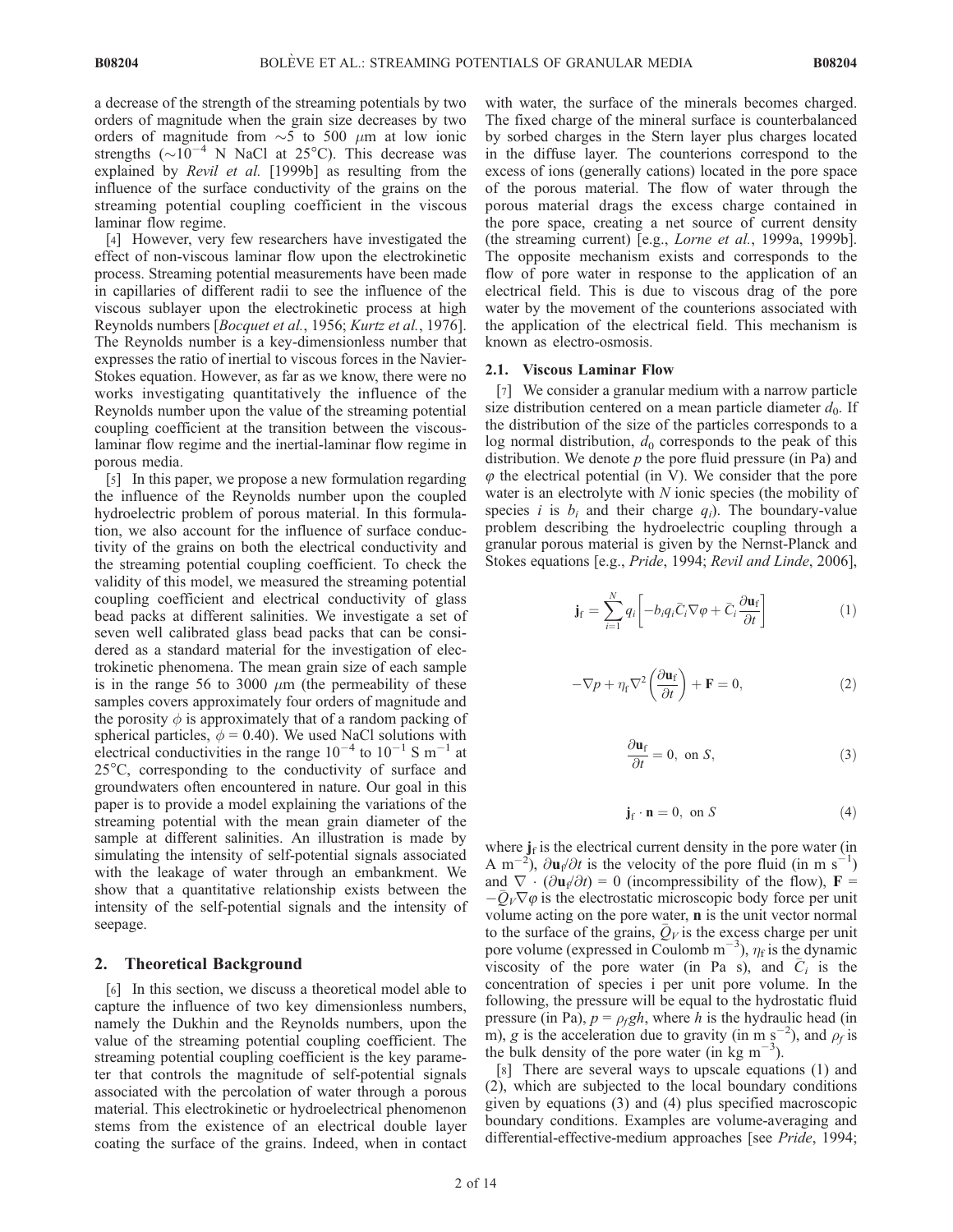a decrease of the strength of the streaming potentials by two orders of magnitude when the grain size decreases by two orders of magnitude from $\sim$5 to 500 $\mu$m at low ionic strengths ($\sim 10^{-4}$ N NaCl at 25°C). This decrease was explained by *Revil et al.* [1999b] as resulting from the influence of the surface conductivity of the grains on the streaming potential coupling coefficient in the viscous laminar flow regime.

[4] However, very few researchers have investigated the effect of non-viscous laminar flow upon the electrokinetic process. Streaming potential measurements have been made in capillaries of different radii to see the influence of the viscous sublayer upon the electrokinetic process at high Reynolds numbers [*Bocquet et al.*, 1956; *Kurtz et al.*, 1976]. The Reynolds number is a key-dimensionless number that expresses the ratio of inertial to viscous forces in the Navier-Stokes equation. However, as far as we know, there were no works investigating quantitatively the influence of the Reynolds number upon the value of the streaming potential coupling coefficient at the transition between the viscous-laminar flow regime and the inertial-laminar flow regime in porous media.

[5] In this paper, we propose a new formulation regarding the influence of the Reynolds number upon the coupled hydroelectric problem of porous material. In this formulation, we also account for the influence of surface conductivity of the grains on both the electrical conductivity and the streaming potential coupling coefficient. To check the validity of this model, we measured the streaming potential coupling coefficient and electrical conductivity of glass bead packs at different salinities. We investigate a set of seven well calibrated glass bead packs that can be considered as a standard material for the investigation of electrokinetic phenomena. The mean grain size of each sample is in the range 56 to 3000 $\mu$m (the permeability of these samples covers approximately four orders of magnitude and the porosity $\phi$ is approximately that of a random packing of spherical particles, $\phi$ = 0.40). We used NaCl solutions with electrical conductivities in the range $10^{-4}$ to $10^{-1}$ S m$^{-1}$ at 25°C, corresponding to the conductivity of surface and groundwaters often encountered in nature. Our goal in this paper is to provide a model explaining the variations of the streaming potential with the mean grain diameter of the sample at different salinities. An illustration is made by simulating the intensity of self-potential signals associated with the leakage of water through an embankment. We show that a quantitative relationship exists between the intensity of the self-potential signals and the intensity of seepage.

## 2. Theoretical Background

[6] In this section, we discuss a theoretical model able to capture the influence of two key dimensionless numbers, namely the Dukhin and the Reynolds numbers, upon the value of the streaming potential coupling coefficient. The streaming potential coupling coefficient is the key parameter that controls the magnitude of self-potential signals associated with the percolation of water through a porous material. This electrokinetic or hydroelectrical phenomenon stems from the existence of an electrical double layer coating the surface of the grains. Indeed, when in contact with water, the surface of the minerals becomes charged. The fixed charge of the mineral surface is counterbalanced by sorbed charges in the Stern layer plus charges located in the diffuse layer. The counterions correspond to the excess of ions (generally cations) located in the pore space of the porous material. The flow of water through the porous material drags the excess charge contained in the pore space, creating a net source of current density (the streaming current) [e.g., *Lorne et al.*, 1999a, 1999b]. The opposite mechanism exists and corresponds to the flow of pore water in response to the application of an electrical field. This is due to viscous drag of the pore water by the movement of the counterions associated with the application of the electrical field. This mechanism is known as electro-osmosis.

### 2.1. Viscous Laminar Flow

[7] We consider a granular medium with a narrow particle size distribution centered on a mean particle diameter $d_0$. If the distribution of the size of the particles corresponds to a log normal distribution, $d_0$ corresponds to the peak of this distribution. We denote $p$ the pore fluid pressure (in Pa) and $\varphi$ the electrical potential (in V). We consider that the pore water is an electrolyte with $N$ ionic species (the mobility of species $i$ is $b_i$ and their charge $q_i$). The boundary-value problem describing the hydroelectric coupling through a granular porous material is given by the Nernst-Planck and Stokes equations [e.g., *Pride*, 1994; *Revil and Linde*, 2006],

$$\mathbf{j}_{\mathrm{f}} = \sum_{i=1}^{N} q_i \left[ -b_i q_i \bar{C}_i \nabla \varphi + \bar{C}_i \frac{\partial \mathbf{u}_{\mathrm{f}}}{\partial t} \right] \tag{1}$$

$$-\nabla p + \eta_{\mathrm{f}} \nabla^2 \left( \frac{\partial \mathbf{u}_{\mathrm{f}}}{\partial t} \right) + \mathbf{F} = 0, \tag{2}$$

$$\frac{\partial \mathbf{u}_{\mathrm{f}}}{\partial t} = 0, \text{ on } S, \tag{3}$$

$$\mathbf{j}_{\mathrm{f}} \cdot \mathbf{n} = 0, \text{ on } S \tag{4}$$

where $\mathbf{j}_{\mathrm{f}}$ is the electrical current density in the pore water (in A m$^{-2}$), $\partial \mathbf{u}_{\mathrm{f}}/\partial t$ is the velocity of the pore fluid (in m s$^{-1}$) and $\nabla \cdot (\partial \mathbf{u}_{\mathrm{f}}/\partial t) = 0$ (incompressibility of the flow), $\mathbf{F} = -\bar{Q}_V \nabla \varphi$ is the electrostatic microscopic body force per unit volume acting on the pore water, $\mathbf{n}$ is the unit vector normal to the surface of the grains, $\bar{Q}_V$ is the excess charge per unit pore volume (expressed in Coulomb m$^{-3}$), $\eta_{\mathrm{f}}$ is the dynamic viscosity of the pore water (in Pa s), and $\bar{C}_i$ is the concentration of species i per unit pore volume. In the following, the pressure will be equal to the hydrostatic fluid pressure (in Pa), $p = \rho_f g h$, where $h$ is the hydraulic head (in m), $g$ is the acceleration due to gravity (in m s$^{-2}$), and $\rho_f$ is the bulk density of the pore water (in kg m$^{-3}$).

[8] There are several ways to upscale equations (1) and (2), which are subjected to the local boundary conditions given by equations (3) and (4) plus specified macroscopic boundary conditions. Examples are volume-averaging and differential-effective-medium approaches [see *Pride*, 1994;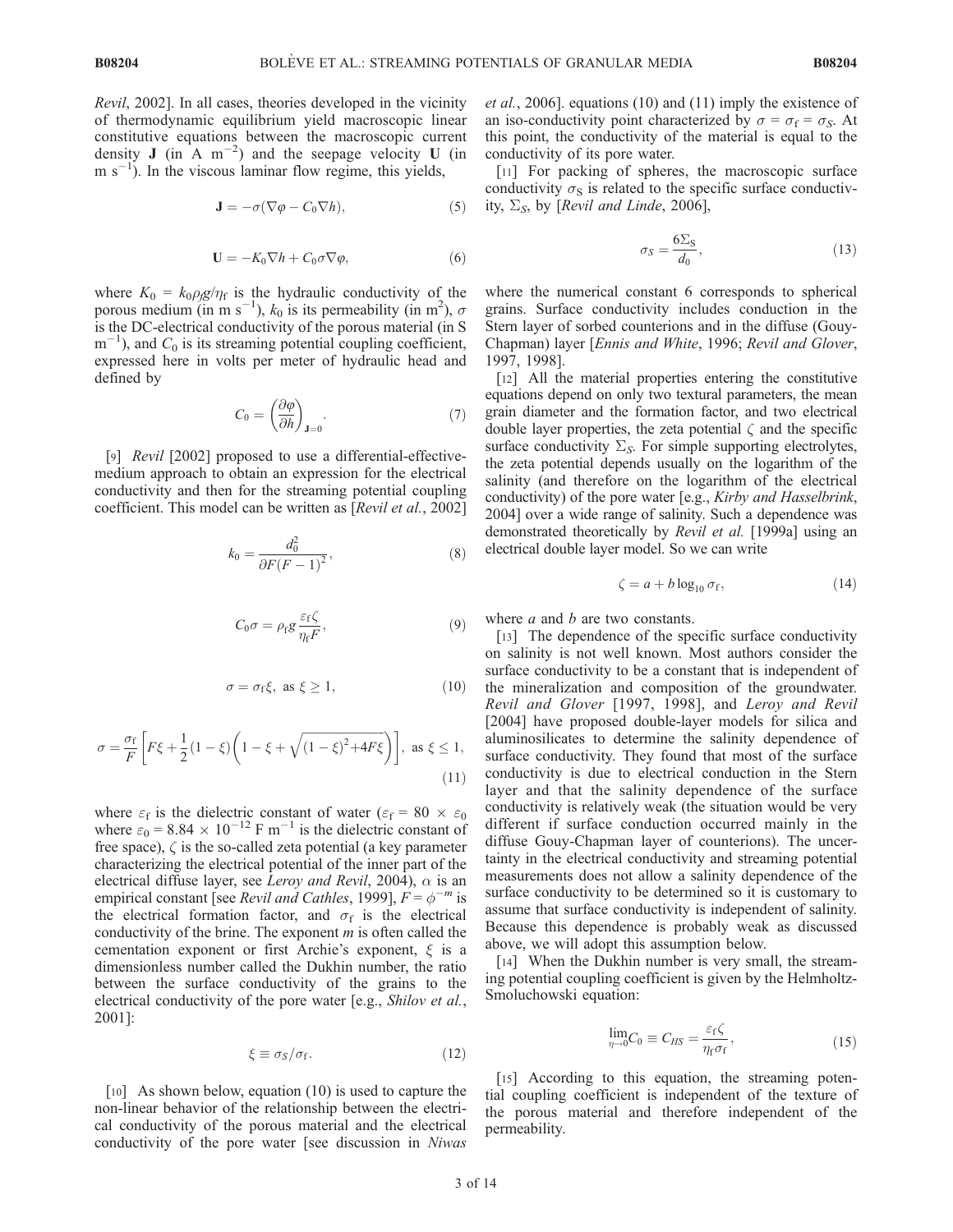Revil, 2002]. In all cases, theories developed in the vicinity of thermodynamic equilibrium yield macroscopic linear constitutive equations between the macroscopic current density $\mathbf{J}$ (in A $m^{-2}$) and the seepage velocity $\mathbf{U}$ (in m $s^{-1}$). In the viscous laminar flow regime, this yields,

$$\mathbf{J} = -\sigma(\nabla\varphi - C_0\nabla h), \tag{5}$$

$$\mathbf{U} = -K_0\nabla h + C_0\sigma\nabla\varphi, \tag{6}$$

where $K_0 = k_0\rho_f g/\eta_f$ is the hydraulic conductivity of the porous medium (in m $s^{-1}$), $k_0$ is its permeability (in $m^2$), $\sigma$ is the DC-electrical conductivity of the porous material (in S $m^{-1}$), and $C_0$ is its streaming potential coupling coefficient, expressed here in volts per meter of hydraulic head and defined by

$$C_0 = \left(\frac{\partial\varphi}{\partial h}\right)_{\mathbf{J}=0}. \tag{7}$$

[9] *Revil* [2002] proposed to use a differential-effective-medium approach to obtain an expression for the electrical conductivity and then for the streaming potential coupling coefficient. This model can be written as [*Revil et al.*, 2002]

$$k_0 = \frac{d_0^2}{\partial F(F-1)^2}, \tag{8}$$

$$C_0\sigma = \rho_f g\frac{\varepsilon_f\zeta}{\eta_f F}, \tag{9}$$

$$\sigma = \sigma_f\xi, \text{ as } \xi \geq 1, \tag{10}$$

$$\sigma = \frac{\sigma_f}{F}\left[F\xi + \frac{1}{2}(1-\xi)\left(1-\xi+\sqrt{(1-\xi)^2+4F\xi}\right)\right], \text{ as } \xi \leq 1, \tag{11}$$

where $\varepsilon_f$ is the dielectric constant of water ($\varepsilon_f = 80 \times \varepsilon_0$ where $\varepsilon_0 = 8.84 \times 10^{-12}$ F $m^{-1}$ is the dielectric constant of free space), $\zeta$ is the so-called zeta potential (a key parameter characterizing the electrical potential of the inner part of the electrical diffuse layer, see *Leroy and Revil*, 2004), $\alpha$ is an empirical constant [see *Revil and Cathles*, 1999], $F = \phi^{-m}$ is the electrical formation factor, and $\sigma_f$ is the electrical conductivity of the brine. The exponent $m$ is often called the cementation exponent or first Archie's exponent, $\xi$ is a dimensionless number called the Dukhin number, the ratio between the surface conductivity of the grains to the electrical conductivity of the pore water [e.g., *Shilov et al.*, 2001]:

$$\xi \equiv \sigma_S/\sigma_f. \tag{12}$$

[10] As shown below, equation (10) is used to capture the non-linear behavior of the relationship between the electrical conductivity of the porous material and the electrical conductivity of the pore water [see discussion in *Niwas et al.*, 2006]. equations (10) and (11) imply the existence of an iso-conductivity point characterized by $\sigma = \sigma_f = \sigma_S$. At this point, the conductivity of the material is equal to the conductivity of its pore water.

[11] For packing of spheres, the macroscopic surface conductivity $\sigma_S$ is related to the specific surface conductivity, $\Sigma_S$, by [*Revil and Linde*, 2006],

$$\sigma_S = \frac{6\Sigma_S}{d_0}, \tag{13}$$

where the numerical constant 6 corresponds to spherical grains. Surface conductivity includes conduction in the Stern layer of sorbed counterions and in the diffuse (Gouy-Chapman) layer [*Ennis and White*, 1996; *Revil and Glover*, 1997, 1998].

[12] All the material properties entering the constitutive equations depend on only two textural parameters, the mean grain diameter and the formation factor, and two electrical double layer properties, the zeta potential $\zeta$ and the specific surface conductivity $\Sigma_S$. For simple supporting electrolytes, the zeta potential depends usually on the logarithm of the salinity (and therefore on the logarithm of the electrical conductivity) of the pore water [e.g., *Kirby and Hasselbrink*, 2004] over a wide range of salinity. Such a dependence was demonstrated theoretically by *Revil et al.* [1999a] using an electrical double layer model. So we can write

$$\zeta = a + b\log_{10}\sigma_f, \tag{14}$$

where $a$ and $b$ are two constants.

[13] The dependence of the specific surface conductivity on salinity is not well known. Most authors consider the surface conductivity to be a constant that is independent of the mineralization and composition of the groundwater. *Revil and Glover* [1997, 1998], and *Leroy and Revil* [2004] have proposed double-layer models for silica and aluminosilicates to determine the salinity dependence of surface conductivity. They found that most of the surface conductivity is due to electrical conduction in the Stern layer and that the salinity dependence of the surface conductivity is relatively weak (the situation would be very different if surface conduction occurred mainly in the diffuse Gouy-Chapman layer of counterions). The uncertainty in the electrical conductivity and streaming potential measurements does not allow a salinity dependence of the surface conductivity to be determined so it is customary to assume that surface conductivity is independent of salinity. Because this dependence is probably weak as discussed above, we will adopt this assumption below.

[14] When the Dukhin number is very small, the streaming potential coupling coefficient is given by the Helmholtz-Smoluchowski equation:

$$\lim_{\eta\to 0} C_0 \equiv C_{HS} = \frac{\varepsilon_f\zeta}{\eta_f\sigma_f}, \tag{15}$$

[15] According to this equation, the streaming potential coupling coefficient is independent of the texture of the porous material and therefore independent of the permeability.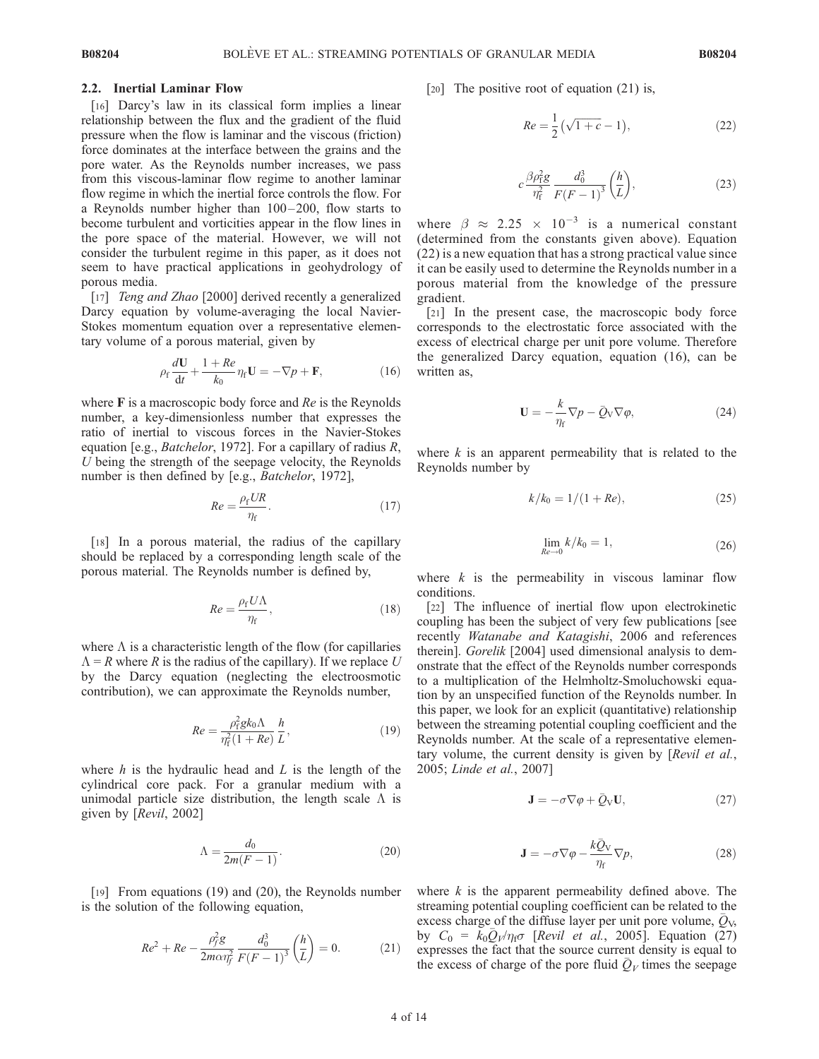### 2.2. Inertial Laminar Flow

[16] Darcy's law in its classical form implies a linear relationship between the flux and the gradient of the fluid pressure when the flow is laminar and the viscous (friction) force dominates at the interface between the grains and the pore water. As the Reynolds number increases, we pass from this viscous-laminar flow regime to another laminar flow regime in which the inertial force controls the flow. For a Reynolds number higher than 100–200, flow starts to become turbulent and vorticities appear in the flow lines in the pore space of the material. However, we will not consider the turbulent regime in this paper, as it does not seem to have practical applications in geohydrology of porous media.

[17] *Teng and Zhao* [2000] derived recently a generalized Darcy equation by volume-averaging the local Navier-Stokes momentum equation over a representative elementary volume of a porous material, given by

$$\rho_f \frac{d\mathbf{U}}{dt} + \frac{1 + Re}{k_0} \eta_f \mathbf{U} = -\nabla p + \mathbf{F}, \tag{16}$$

where $\mathbf{F}$ is a macroscopic body force and $Re$ is the Reynolds number, a key-dimensionless number that expresses the ratio of inertial to viscous forces in the Navier-Stokes equation [e.g., *Batchelor*, 1972]. For a capillary of radius $R$, $U$ being the strength of the seepage velocity, the Reynolds number is then defined by [e.g., *Batchelor*, 1972],

$$Re = \frac{\rho_f U R}{\eta_f}. \tag{17}$$

[18] In a porous material, the radius of the capillary should be replaced by a corresponding length scale of the porous material. The Reynolds number is defined by,

$$Re = \frac{\rho_f U \Lambda}{\eta_f}, \tag{18}$$

where $\Lambda$ is a characteristic length of the flow (for capillaries $\Lambda = R$ where $R$ is the radius of the capillary). If we replace $U$ by the Darcy equation (neglecting the electroosmotic contribution), we can approximate the Reynolds number,

$$Re = \frac{\rho_f^2 g k_0 \Lambda}{\eta_f^2 (1 + Re)} \frac{h}{L}, \tag{19}$$

where $h$ is the hydraulic head and $L$ is the length of the cylindrical core pack. For a granular medium with a unimodal particle size distribution, the length scale $\Lambda$ is given by [*Revil*, 2002]

$$\Lambda = \frac{d_0}{2m(F-1)}. \tag{20}$$

[19] From equations (19) and (20), the Reynolds number is the solution of the following equation,

$$Re^2 + Re - \frac{\rho_f^2 g}{2m\alpha\eta_f^2} \frac{d_0^3}{F(F-1)^3} \left(\frac{h}{L}\right) = 0. \tag{21}$$

[20] The positive root of equation (21) is,

$$Re = \frac{1}{2}\left(\sqrt{1+c} - 1\right), \tag{22}$$

$$c \frac{\beta \rho_f^2 g}{\eta_f^2} \frac{d_0^3}{F(F-1)^3} \left(\frac{h}{L}\right), \tag{23}$$

where $\beta \approx 2.25 \times 10^{-3}$ is a numerical constant (determined from the constants given above). Equation (22) is a new equation that has a strong practical value since it can be easily used to determine the Reynolds number in a porous material from the knowledge of the pressure gradient.

[21] In the present case, the macroscopic body force corresponds to the electrostatic force associated with the excess of electrical charge per unit pore volume. Therefore the generalized Darcy equation, equation (16), can be written as,

$$\mathbf{U} = -\frac{k}{\eta_f} \nabla p - \bar{Q}_V \nabla \varphi, \tag{24}$$

where $k$ is an apparent permeability that is related to the Reynolds number by

$$k/k_0 = 1/(1 + Re), \tag{25}$$

$$\lim_{Re \to 0} k/k_0 = 1, \tag{26}$$

where $k$ is the permeability in viscous laminar flow conditions.

[22] The influence of inertial flow upon electrokinetic coupling has been the subject of very few publications [see recently *Watanabe and Katagishi*, 2006 and references therein]. *Gorelik* [2004] used dimensional analysis to demonstrate that the effect of the Reynolds number corresponds to a multiplication of the Helmholtz-Smoluchowski equation by an unspecified function of the Reynolds number. In this paper, we look for an explicit (quantitative) relationship between the streaming potential coupling coefficient and the Reynolds number. At the scale of a representative elementary volume, the current density is given by [*Revil et al.*, 2005; *Linde et al.*, 2007]

$$\mathbf{J} = -\sigma \nabla \varphi + \bar{Q}_V \mathbf{U}, \tag{27}$$

$$\mathbf{J} = -\sigma \nabla \varphi - \frac{k \bar{Q}_V}{\eta_f} \nabla p, \tag{28}$$

where $k$ is the apparent permeability defined above. The streaming potential coupling coefficient can be related to the excess charge of the diffuse layer per unit pore volume, $\bar{Q}_V$, by $C_0 = k_0 \bar{Q}_V / \eta_f \sigma$ [*Revil et al.*, 2005]. Equation (27) expresses the fact that the source current density is equal to the excess of charge of the pore fluid $\bar{Q}_V$ times the seepage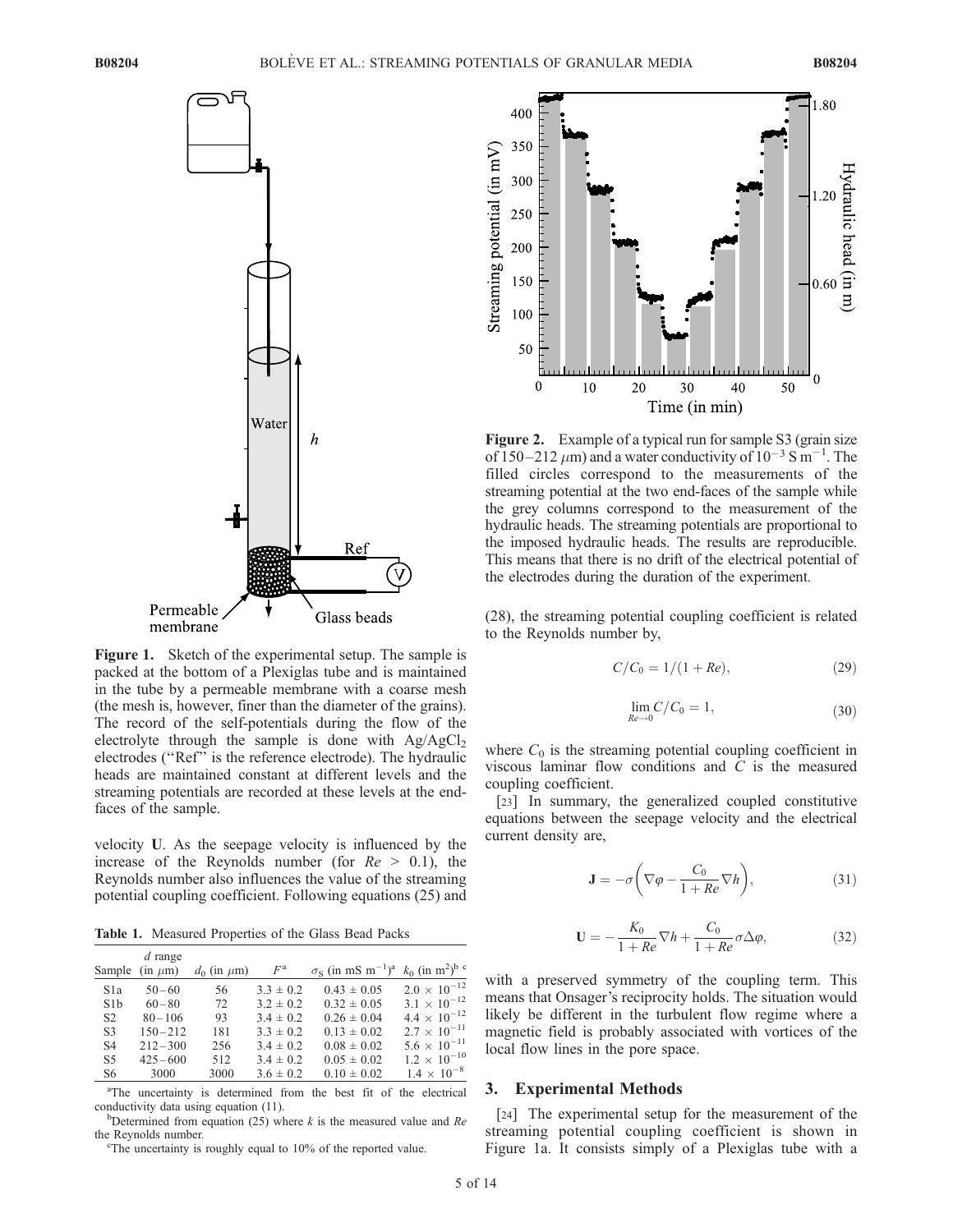Figure 1. Sketch of the experimental setup. The sample is packed at the bottom of a Plexiglas tube and is maintained in the tube by a permeable membrane with a coarse mesh (the mesh is, however, finer than the diameter of the grains). The record of the self-potentials during the flow of the electrolyte through the sample is done with $Ag/AgCl_2$ electrodes ("Ref" is the reference electrode). The hydraulic heads are maintained constant at different levels and the streaming potentials are recorded at these levels at the end-faces of the sample.

velocity $\mathbf{U}$. As the seepage velocity is influenced by the increase of the Reynolds number (for $Re > 0.1$), the Reynolds number also influences the value of the streaming potential coupling coefficient. Following equations (25) and (28), the streaming potential coupling coefficient is related to the Reynolds number by,

$$C/C_0 = 1/(1 + Re), \tag{29}$$

$$\lim_{Re \to 0} C/C_0 = 1, \tag{30}$$

where $C_0$ is the streaming potential coupling coefficient in viscous laminar flow conditions and $C$ is the measured coupling coefficient.

[23] In summary, the generalized coupled constitutive equations between the seepage velocity and the electrical current density are,

$$\mathbf{J} = -\sigma \left( \nabla \varphi - \frac{C_0}{1 + Re} \nabla h \right), \tag{31}$$

$$\mathbf{U} = -\frac{K_0}{1 + Re} \nabla h + \frac{C_0}{1 + Re} \sigma \Delta \varphi, \tag{32}$$

with a preserved symmetry of the coupling term. This means that Onsager's reciprocity holds. The situation would likely be different in the turbulent flow regime where a magnetic field is probably associated with vortices of the local flow lines in the pore space.

Table 1. Measured Properties of the Glass Bead Packs

| Sample | $d$ range (in $\mu$m) | $d_0$ (in $\mu$m) | $F$[a] | $\sigma_S$ (in mS m$^{-1}$)[a] | $k_0$ (in m$^2$)[b c] |
|---|---|---|---|---|---|
| S1a | 50–60 | 56 | 3.3 ± 0.2 | 0.43 ± 0.05 | $2.0 \times 10^{-12}$ |
| S1b | 60–80 | 72 | 3.2 ± 0.2 | 0.32 ± 0.05 | $3.1 \times 10^{-12}$ |
| S2 | 80–106 | 93 | 3.4 ± 0.2 | 0.26 ± 0.04 | $4.4 \times 10^{-12}$ |
| S3 | 150–212 | 181 | 3.3 ± 0.2 | 0.13 ± 0.02 | $2.7 \times 10^{-11}$ |
| S4 | 212–300 | 256 | 3.4 ± 0.2 | 0.08 ± 0.02 | $5.6 \times 10^{-11}$ |
| S5 | 425–600 | 512 | 3.4 ± 0.2 | 0.05 ± 0.02 | $1.2 \times 10^{-10}$ |
| S6 | 3000 | 3000 | 3.6 ± 0.2 | 0.10 ± 0.02 | $1.4 \times 10^{-8}$ |

[a] The uncertainty is determined from the best fit of the electrical conductivity data using equation (11).
[b] Determined from equation (25) where $k$ is the measured value and $Re$ the Reynolds number.
[c] The uncertainty is roughly equal to 10% of the reported value.

Figure 2. Example of a typical run for sample S3 (grain size of 150–212 $\mu$m) and a water conductivity of $10^{-3}$ S m$^{-1}$. The filled circles correspond to the measurements of the streaming potential at the two end-faces of the sample while the grey columns correspond to the measurement of the hydraulic heads. The streaming potentials are proportional to the imposed hydraulic heads. The results are reproducible. This means that there is no drift of the electrical potential of the electrodes during the duration of the experiment.

## 3. Experimental Methods

[24] The experimental setup for the measurement of the streaming potential coupling coefficient is shown in Figure 1a. It consists simply of a Plexiglas tube with a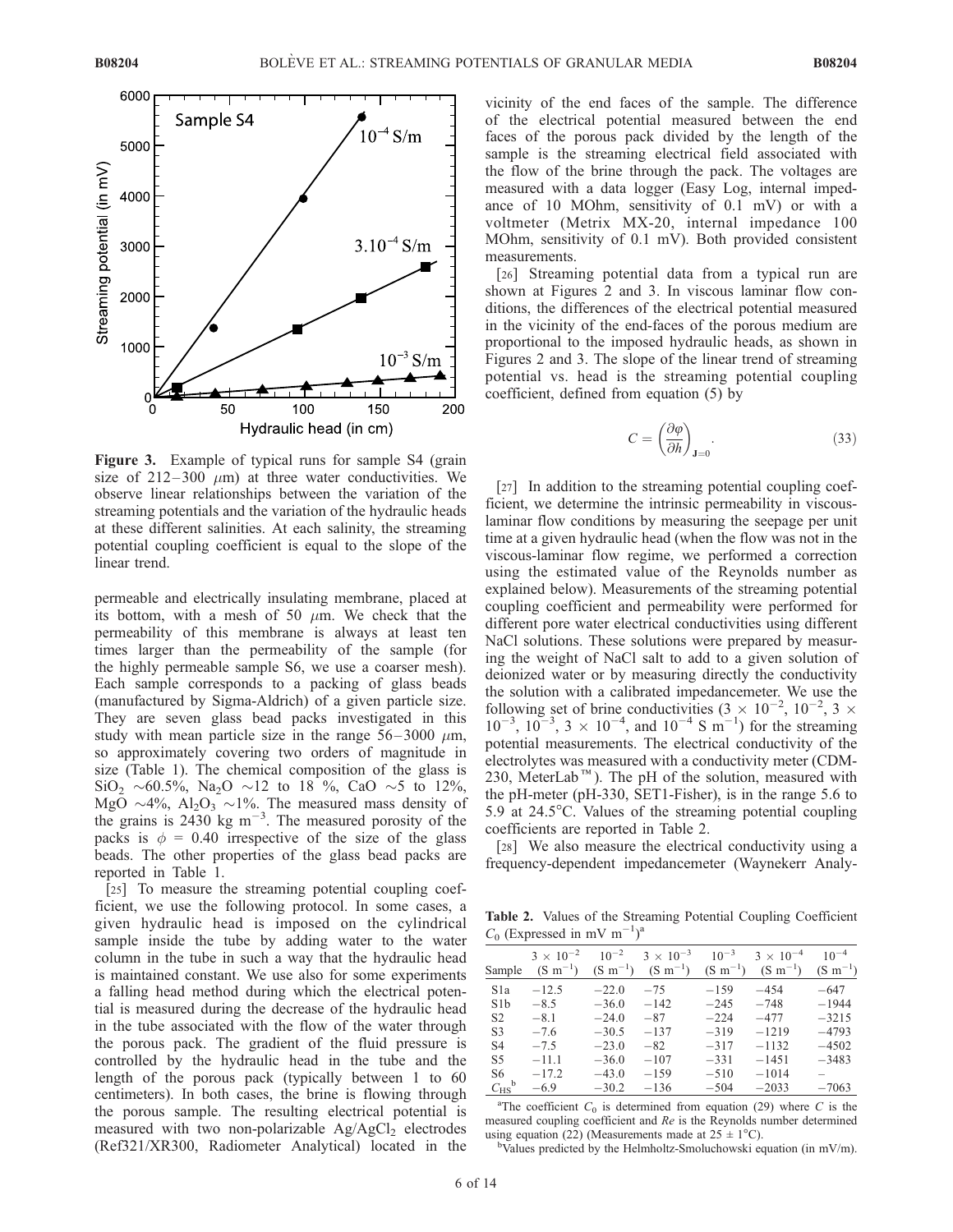**Figure 3.** Example of typical runs for sample S4 (grain size of 212–300 $\mu$m) at three water conductivities. We observe linear relationships between the variation of the streaming potentials and the variation of the hydraulic heads at these different salinities. At each salinity, the streaming potential coupling coefficient is equal to the slope of the linear trend.

permeable and electrically insulating membrane, placed at its bottom, with a mesh of 50 $\mu$m. We check that the permeability of this membrane is always at least ten times larger than the permeability of the sample (for the highly permeable sample S6, we use a coarser mesh). Each sample corresponds to a packing of glass beads (manufactured by Sigma-Aldrich) of a given particle size. They are seven glass bead packs investigated in this study with mean particle size in the range 56–3000 $\mu$m, so approximately covering two orders of magnitude in size (Table 1). The chemical composition of the glass is $SiO_2$ ~60.5%, $Na_2O$ ~12 to 18 %, CaO ~5 to 12%, MgO ~4%, $Al_2O_3$ ~1%. The measured mass density of the grains is 2430 kg m$^{-3}$. The measured porosity of the packs is $\phi$ = 0.40 irrespective of the size of the glass beads. The other properties of the glass bead packs are reported in Table 1.

[25] To measure the streaming potential coupling coefficient, we use the following protocol. In some cases, a given hydraulic head is imposed on the cylindrical sample inside the tube by adding water to the water column in the tube in such a way that the hydraulic head is maintained constant. We use also for some experiments a falling head method during which the electrical potential is measured during the decrease of the hydraulic head in the tube associated with the flow of the water through the porous pack. The gradient of the fluid pressure is controlled by the hydraulic head in the tube and the length of the porous pack (typically between 1 to 60 centimeters). In both cases, the brine is flowing through the porous sample. The resulting electrical potential is measured with two non-polarizable Ag/Ag$Cl_2$ electrodes (Ref321/XR300, Radiometer Analytical) located in the vicinity of the end faces of the sample. The difference of the electrical potential measured between the end faces of the porous pack divided by the length of the sample is the streaming electrical field associated with the flow of the brine through the pack. The voltages are measured with a data logger (Easy Log, internal impedance of 10 MOhm, sensitivity of 0.1 mV) or with a voltmeter (Metrix MX-20, internal impedance 100 MOhm, sensitivity of 0.1 mV). Both provided consistent measurements.

[26] Streaming potential data from a typical run are shown at Figures 2 and 3. In viscous laminar flow conditions, the differences of the electrical potential measured in the vicinity of the end-faces of the porous medium are proportional to the imposed hydraulic heads, as shown in Figures 2 and 3. The slope of the linear trend of streaming potential vs. head is the streaming potential coupling coefficient, defined from equation (5) by

$$C = \left(\frac{\partial \varphi}{\partial h}\right)_{\mathbf{J}=0}. \quad (33)$$

[27] In addition to the streaming potential coupling coefficient, we determine the intrinsic permeability in viscous-laminar flow conditions by measuring the seepage per unit time at a given hydraulic head (when the flow was not in the viscous-laminar flow regime, we performed a correction using the estimated value of the Reynolds number as explained below). Measurements of the streaming potential coupling coefficient and permeability were performed for different pore water electrical conductivities using different NaCl solutions. These solutions were prepared by measuring the weight of NaCl salt to add to a given solution of deionized water or by measuring directly the conductivity the solution with a calibrated impedancemeter. We use the following set of brine conductivities ($3 \times 10^{-2}$, $10^{-2}$, $3 \times 10^{-3}$, $10^{-3}$, $3 \times 10^{-4}$, and $10^{-4}$ S m$^{-1}$) for the streaming potential measurements. The electrical conductivity of the electrolytes was measured with a conductivity meter (CDM-230, MeterLab™). The pH of the solution, measured with the pH-meter (pH-330, SET1-Fisher), is in the range 5.6 to 5.9 at 24.5°C. Values of the streaming potential coupling coefficients are reported in Table 2.

[28] We also measure the electrical conductivity using a frequency-dependent impedancemeter (Waynekerr Analy-

**Table 2.** Values of the Streaming Potential Coupling Coefficient $C_0$ (Expressed in mV m$^{-1}$)[a]

| Sample | $3 \times 10^{-2}$ (S m$^{-1}$) | $10^{-2}$ (S m$^{-1}$) | $3 \times 10^{-3}$ (S m$^{-1}$) | $10^{-3}$ (S m$^{-1}$) | $3 \times 10^{-4}$ (S m$^{-1}$) | $10^{-4}$ (S m$^{-1}$) |
|---|---|---|---|---|---|---|
| S1a | −12.5 | −22.0 | −75 | −159 | −454 | −647 |
| S1b | −8.5 | −36.0 | −142 | −245 | −748 | −1944 |
| S2 | −8.1 | −24.0 | −87 | −224 | −477 | −3215 |
| S3 | −7.6 | −30.5 | −137 | −319 | −1219 | −4793 |
| S4 | −7.5 | −23.0 | −82 | −317 | −1132 | −4502 |
| S5 | −11.1 | −36.0 | −107 | −331 | −1451 | −3483 |
| S6 | −17.2 | −43.0 | −159 | −510 | −1014 | – |
| $C_{HS}$[b] | −6.9 | −30.2 | −136 | −504 | −2033 | −7063 |

[a]The coefficient $C_0$ is determined from equation (29) where $C$ is the measured coupling coefficient and $Re$ is the Reynolds number determined using equation (22) (Measurements made at 25 ± 1°C).

[b]Values predicted by the Helmholtz-Smoluchowski equation (in mV/m).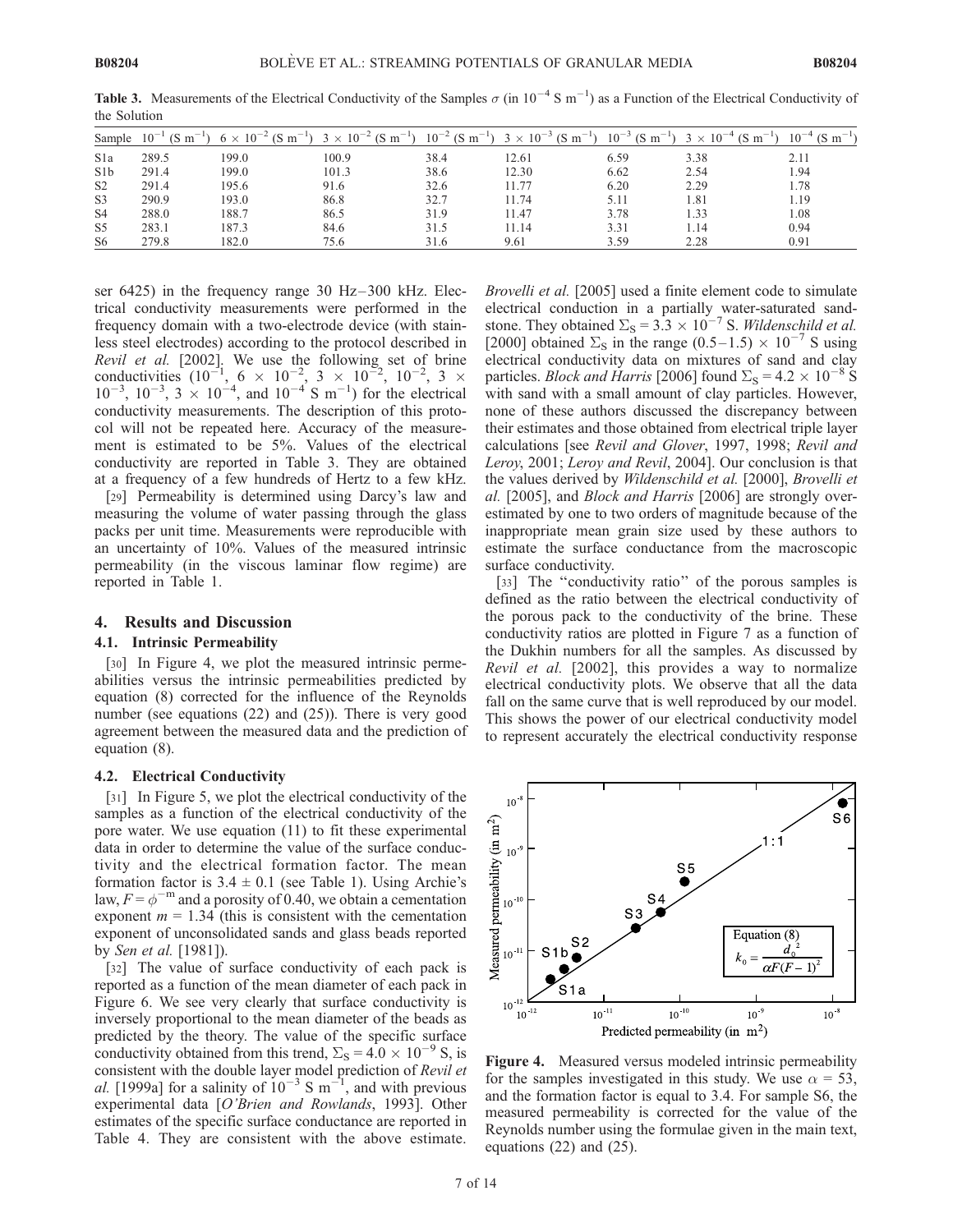**Table 3.** Measurements of the Electrical Conductivity of the Samples $\sigma$ (in $10^{-4}$ S $m^{-1}$) as a Function of the Electrical Conductivity of the Solution

| Sample | $10^{-1}$ (S $m^{-1}$) | $6 \times 10^{-2}$ (S $m^{-1}$) | $3 \times 10^{-2}$ (S $m^{-1}$) | $10^{-2}$ (S $m^{-1}$) | $3 \times 10^{-3}$ (S $m^{-1}$) | $10^{-3}$ (S $m^{-1}$) | $3 \times 10^{-4}$ (S $m^{-1}$) | $10^{-4}$ (S $m^{-1}$) |
|---|---|---|---|---|---|---|---|---|
| S1a | 289.5 | 199.0 | 100.9 | 38.4 | 12.61 | 6.59 | 3.38 | 2.11 |
| S1b | 291.4 | 199.0 | 101.3 | 38.6 | 12.30 | 6.62 | 2.54 | 1.94 |
| S2 | 291.4 | 195.6 | 91.6 | 32.6 | 11.77 | 6.20 | 2.29 | 1.78 |
| S3 | 290.9 | 193.0 | 86.8 | 32.7 | 11.74 | 5.11 | 1.81 | 1.19 |
| S4 | 288.0 | 188.7 | 86.5 | 31.9 | 11.47 | 3.78 | 1.33 | 1.08 |
| S5 | 283.1 | 187.3 | 84.6 | 31.5 | 11.14 | 3.31 | 1.14 | 0.94 |
| S6 | 279.8 | 182.0 | 75.6 | 31.6 | 9.61 | 3.59 | 2.28 | 0.91 |

ser 6425) in the frequency range 30 Hz–300 kHz. Electrical conductivity measurements were performed in the frequency domain with a two-electrode device (with stainless steel electrodes) according to the protocol described in *Revil et al.* [2002]. We use the following set of brine conductivities ($10^{-1}$, $6 \times 10^{-2}$, $3 \times 10^{-2}$, $10^{-2}$, $3 \times 10^{-3}$, $10^{-3}$, $3 \times 10^{-4}$, and $10^{-4}$ S $m^{-1}$) for the electrical conductivity measurements. The description of this protocol will not be repeated here. Accuracy of the measurement is estimated to be 5%. Values of the electrical conductivity are reported in Table 3. They are obtained at a frequency of a few hundreds of Hertz to a few kHz.

[29] Permeability is determined using Darcy's law and measuring the volume of water passing through the glass packs per unit time. Measurements were reproducible with an uncertainty of 10%. Values of the measured intrinsic permeability (in the viscous laminar flow regime) are reported in Table 1.

## 4. Results and Discussion

### 4.1. Intrinsic Permeability

[30] In Figure 4, we plot the measured intrinsic permeabilities versus the intrinsic permeabilities predicted by equation (8) corrected for the influence of the Reynolds number (see equations (22) and (25)). There is very good agreement between the measured data and the prediction of equation (8).

### 4.2. Electrical Conductivity

[31] In Figure 5, we plot the electrical conductivity of the samples as a function of the electrical conductivity of the pore water. We use equation (11) to fit these experimental data in order to determine the value of the surface conductivity and the electrical formation factor. The mean formation factor is $3.4 \pm 0.1$ (see Table 1). Using Archie's law, $F = \phi^{-m}$ and a porosity of 0.40, we obtain a cementation exponent $m = 1.34$ (this is consistent with the cementation exponent of unconsolidated sands and glass beads reported by *Sen et al.* [1981]).

[32] The value of surface conductivity of each pack is reported as a function of the mean diameter of each pack in Figure 6. We see very clearly that surface conductivity is inversely proportional to the mean diameter of the beads as predicted by the theory. The value of the specific surface conductivity obtained from this trend, $\Sigma_S = 4.0 \times 10^{-9}$ S, is consistent with the double layer model prediction of *Revil et al.* [1999a] for a salinity of $10^{-3}$ S $m^{-1}$, and with previous experimental data [*O'Brien and Rowlands*, 1993]. Other estimates of the specific surface conductance are reported in Table 4. They are consistent with the above estimate. *Brovelli et al.* [2005] used a finite element code to simulate electrical conduction in a partially water-saturated sandstone. They obtained $\Sigma_S = 3.3 \times 10^{-7}$ S. *Wildenschild et al.* [2000] obtained $\Sigma_S$ in the range $(0.5–1.5) \times 10^{-7}$ S using electrical conductivity data on mixtures of sand and clay particles. *Block and Harris* [2006] found $\Sigma_S = 4.2 \times 10^{-8}$ S with sand with a small amount of clay particles. However, none of these authors discussed the discrepancy between their estimates and those obtained from electrical triple layer calculations [see *Revil and Glover*, 1997, 1998; *Revil and Leroy*, 2001; *Leroy and Revil*, 2004]. Our conclusion is that the values derived by *Wildenschild et al.* [2000], *Brovelli et al.* [2005], and *Block and Harris* [2006] are strongly overestimated by one to two orders of magnitude because of the inappropriate mean grain size used by these authors to estimate the surface conductance from the macroscopic surface conductivity.

[33] The "conductivity ratio" of the porous samples is defined as the ratio between the electrical conductivity of the porous pack to the conductivity of the brine. These conductivity ratios are plotted in Figure 7 as a function of the Dukhin numbers for all the samples. As discussed by *Revil et al.* [2002], this provides a way to normalize electrical conductivity plots. We observe that all the data fall on the same curve that is well reproduced by our model. This shows the power of our electrical conductivity model to represent accurately the electrical conductivity response

**Figure 4.** Measured versus modeled intrinsic permeability for the samples investigated in this study. We use $\alpha = 53$, and the formation factor is equal to 3.4. For sample S6, the measured permeability is corrected for the value of the Reynolds number using the formulae given in the main text, equations (22) and (25).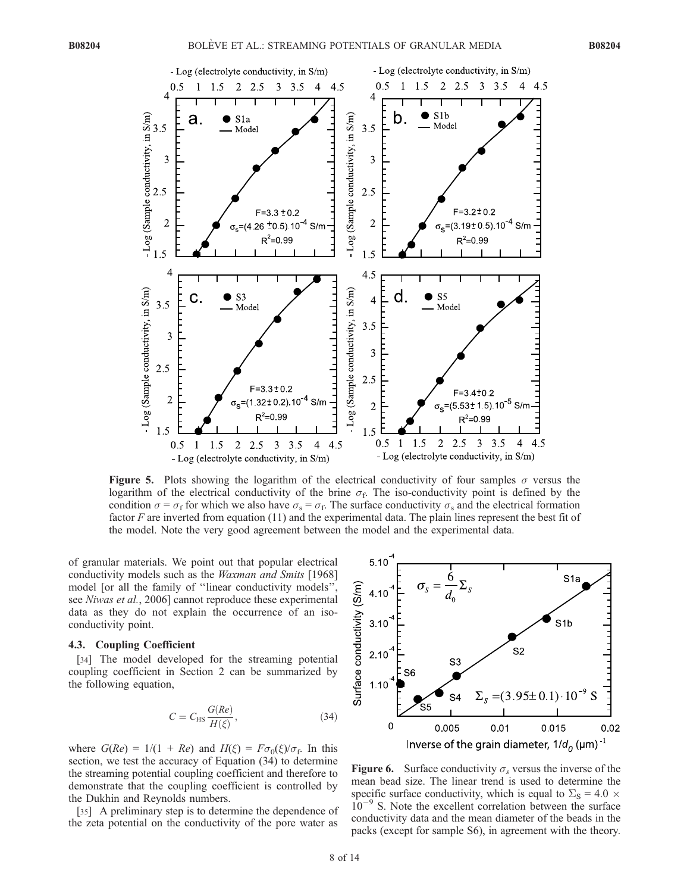**Figure 5.** Plots showing the logarithm of the electrical conductivity of four samples $\sigma$ versus the logarithm of the electrical conductivity of the brine $\sigma_f$. The iso-conductivity point is defined by the condition $\sigma = \sigma_f$ for which we also have $\sigma_s = \sigma_f$. The surface conductivity $\sigma_s$ and the electrical formation factor $F$ are inverted from equation (11) and the experimental data. The plain lines represent the best fit of the model. Note the very good agreement between the model and the experimental data.

of granular materials. We point out that popular electrical conductivity models such as the *Waxman and Smits* [1968] model [or all the family of "linear conductivity models", see *Niwas et al.*, 2006] cannot reproduce these experimental data as they do not explain the occurrence of an iso-conductivity point.

### 4.3. Coupling Coefficient

[34] The model developed for the streaming potential coupling coefficient in Section 2 can be summarized by the following equation,

$$C = C_{\mathrm{HS}} \frac{G(Re)}{H(\xi)}, \tag{34}$$

where $G(Re) = 1/(1 + Re)$ and $H(\xi) = F\sigma_0(\xi)/\sigma_f$. In this section, we test the accuracy of Equation (34) to determine the streaming potential coupling coefficient and therefore to demonstrate that the coupling coefficient is controlled by the Dukhin and Reynolds numbers.

[35] A preliminary step is to determine the dependence of the zeta potential on the conductivity of the pore water as

**Figure 6.** Surface conductivity $\sigma_s$ versus the inverse of the mean bead size. The linear trend is used to determine the specific surface conductivity, which is equal to $\Sigma_S = 4.0 \times 10^{-9}$ S. Note the excellent correlation between the surface conductivity data and the mean diameter of the beads in the packs (except for sample S6), in agreement with the theory.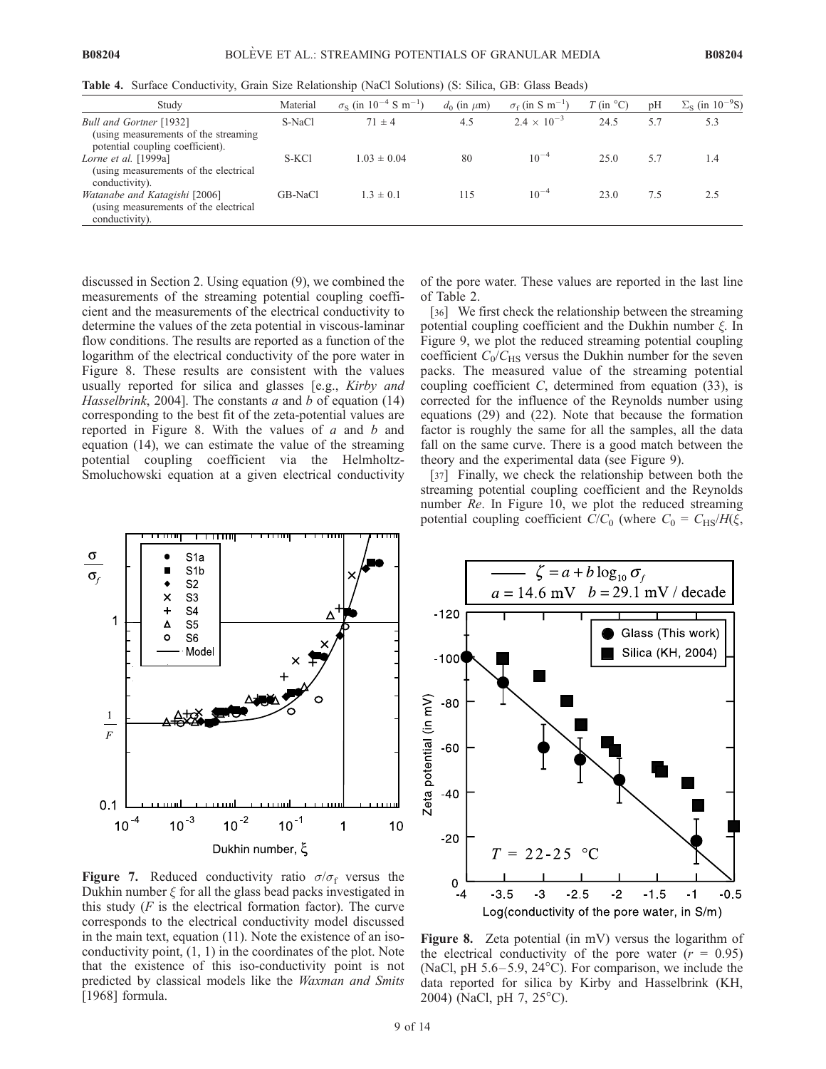**Table 4.** Surface Conductivity, Grain Size Relationship (NaCl Solutions) (S: Silica, GB: Glass Beads)

| Study | Material | $\sigma_S$ (in $10^{-4}$ S m$^{-1}$) | $d_0$ (in $\mu$m) | $\sigma_f$ (in S m$^{-1}$) | $T$ (in °C) | pH | $\Sigma_S$ (in $10^{-9}$S) |
|---|---|---|---|---|---|---|---|
| *Bull and Gortner* [1932] (using measurements of the streaming potential coupling coefficient). | S-NaCl | 71 ± 4 | 4.5 | $2.4 \times 10^{-3}$ | 24.5 | 5.7 | 5.3 |
| *Lorne et al.* [1999a] (using measurements of the electrical conductivity). | S-KCl | 1.03 ± 0.04 | 80 | $10^{-4}$ | 25.0 | 5.7 | 1.4 |
| *Watanabe and Katagishi* [2006] (using measurements of the electrical conductivity). | GB-NaCl | 1.3 ± 0.1 | 115 | $10^{-4}$ | 23.0 | 7.5 | 2.5 |

discussed in Section 2. Using equation (9), we combined the measurements of the streaming potential coupling coefficient and the measurements of the electrical conductivity to determine the values of the zeta potential in viscous-laminar flow conditions. The results are reported as a function of the logarithm of the electrical conductivity of the pore water in Figure 8. These results are consistent with the values usually reported for silica and glasses [e.g., *Kirby and Hasselbrink*, 2004]. The constants *a* and *b* of equation (14) corresponding to the best fit of the zeta-potential values are reported in Figure 8. With the values of *a* and *b* and equation (14), we can estimate the value of the streaming potential coupling coefficient via the Helmholtz-Smoluchowski equation at a given electrical conductivity of the pore water. These values are reported in the last line of Table 2.

[36] We first check the relationship between the streaming potential coupling coefficient and the Dukhin number $\xi$. In Figure 9, we plot the reduced streaming potential coupling coefficient $C_0/C_{HS}$ versus the Dukhin number for the seven packs. The measured value of the streaming potential coupling coefficient $C$, determined from equation (33), is corrected for the influence of the Reynolds number using equations (29) and (22). Note that because the formation factor is roughly the same for all the samples, all the data fall on the same curve. There is a good match between the theory and the experimental data (see Figure 9).

[37] Finally, we check the relationship between both the streaming potential coupling coefficient and the Reynolds number *Re*. In Figure 10, we plot the reduced streaming potential coupling coefficient $C/C_0$ (where $C_0 = C_{HS}/H(\xi,$

**Figure 7.** Reduced conductivity ratio $\sigma/\sigma_f$ versus the Dukhin number $\xi$ for all the glass bead packs investigated in this study ($F$ is the electrical formation factor). The curve corresponds to the electrical conductivity model discussed in the main text, equation (11). Note the existence of an iso-conductivity point, (1, 1) in the coordinates of the plot. Note that the existence of this iso-conductivity point is not predicted by classical models like the *Waxman and Smits* [1968] formula.

**Figure 8.** Zeta potential (in mV) versus the logarithm of the electrical conductivity of the pore water ($r$ = 0.95) (NaCl, pH 5.6–5.9, 24°C). For comparison, we include the data reported for silica by Kirby and Hasselbrink (KH, 2004) (NaCl, pH 7, 25°C).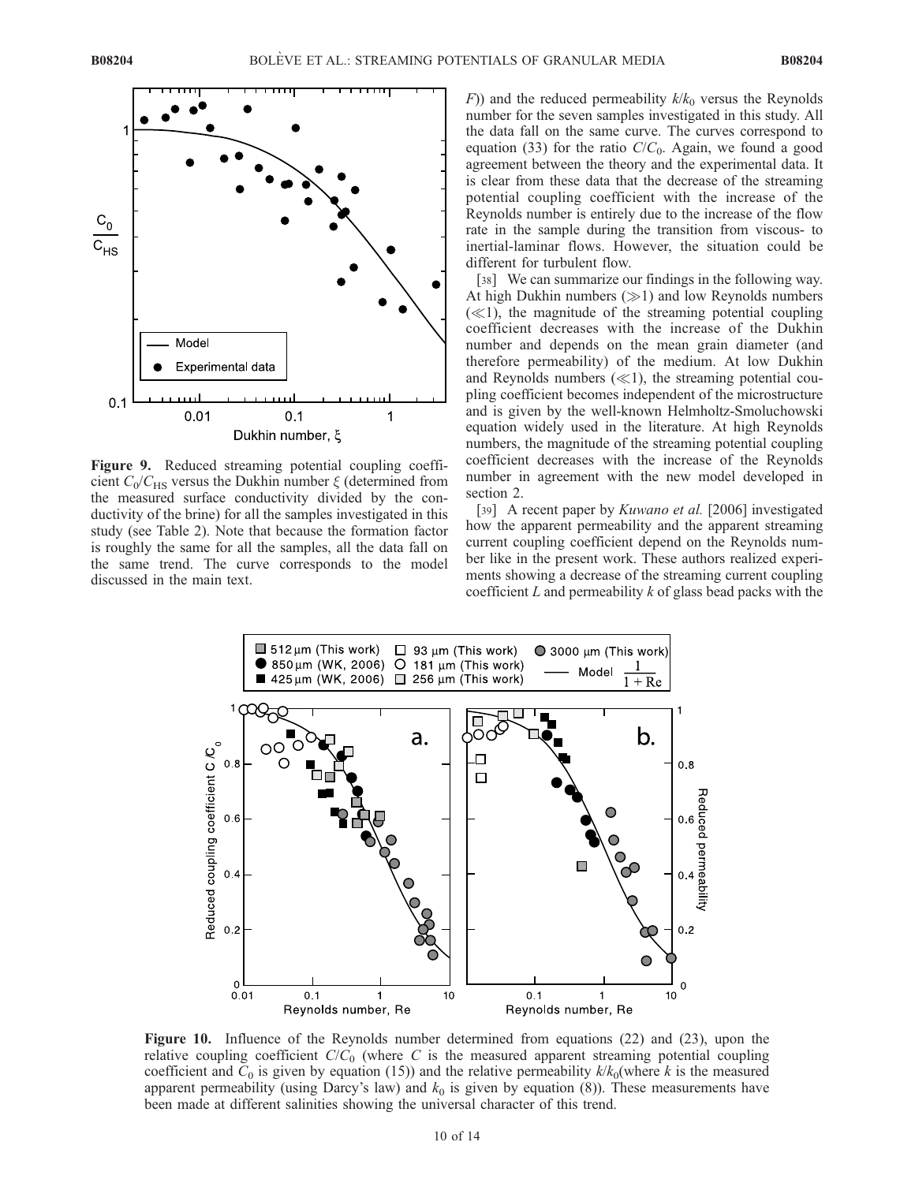**Figure 9.** Reduced streaming potential coupling coefficient $C_0/C_{HS}$ versus the Dukhin number $\xi$ (determined from the measured surface conductivity divided by the conductivity of the brine) for all the samples investigated in this study (see Table 2). Note that because the formation factor is roughly the same for all the samples, all the data fall on the same trend. The curve corresponds to the model discussed in the main text.

$F$)) and the reduced permeability $k/k_0$ versus the Reynolds number for the seven samples investigated in this study. All the data fall on the same curve. The curves correspond to equation (33) for the ratio $C/C_0$. Again, we found a good agreement between the theory and the experimental data. It is clear from these data that the decrease of the streaming potential coupling coefficient with the increase of the Reynolds number is entirely due to the increase of the flow rate in the sample during the transition from viscous- to inertial-laminar flows. However, the situation could be different for turbulent flow.

[38] We can summarize our findings in the following way. At high Dukhin numbers ($\gg 1$) and low Reynolds numbers ($\ll 1$), the magnitude of the streaming potential coupling coefficient decreases with the increase of the Dukhin number and depends on the mean grain diameter (and therefore permeability) of the medium. At low Dukhin and Reynolds numbers ($\ll 1$), the streaming potential coupling coefficient becomes independent of the microstructure and is given by the well-known Helmholtz-Smoluchowski equation widely used in the literature. At high Reynolds numbers, the magnitude of the streaming potential coupling coefficient decreases with the increase of the Reynolds number in agreement with the new model developed in section 2.

[39] A recent paper by *Kuwano et al.* [2006] investigated how the apparent permeability and the apparent streaming current coupling coefficient depend on the Reynolds number like in the present work. These authors realized experiments showing a decrease of the streaming current coupling coefficient $L$ and permeability $k$ of glass bead packs with the

**Figure 10.** Influence of the Reynolds number determined from equations (22) and (23), upon the relative coupling coefficient $C/C_0$ (where $C$ is the measured apparent streaming potential coupling coefficient and $C_0$ is given by equation (15)) and the relative permeability $k/k_0$(where $k$ is the measured apparent permeability (using Darcy's law) and $k_0$ is given by equation (8)). These measurements have been made at different salinities showing the universal character of this trend.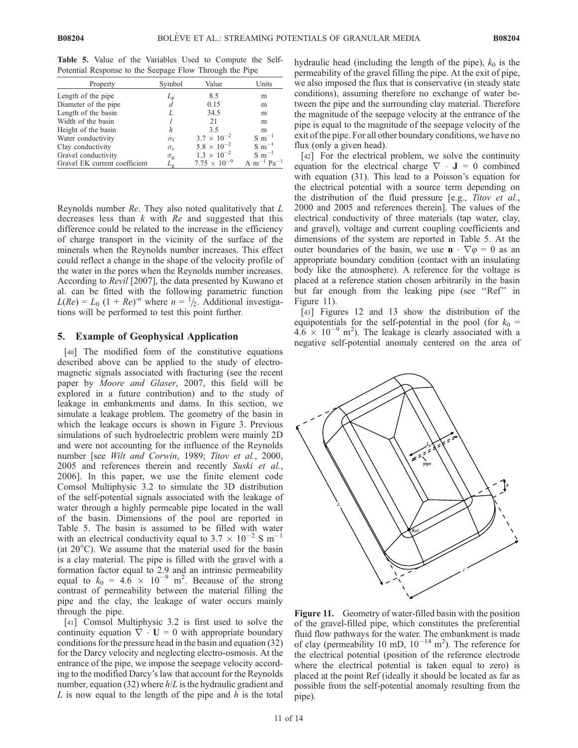**Table 5.** Value of the Variables Used to Compute the Self-Potential Response to the Seepage Flow Through the Pipe

| Property | Symbol | Value | Units |
|---|---|---|---|
| Length of the pipe | $L_p$ | 8.5 | m |
| Diameter of the pipe | $d$ | 0.15 | m |
| Length of the basin | $L$ | 34.5 | m |
| Width of the basin | $l$ | 21 | m |
| Height of the basin | $h$ | 3.5 | m |
| Water conductivity | $\sigma_f$ | $3.7 \times 10^{-2}$ | S m$^{-1}$ |
| Clay conductivity | $\sigma_c$ | $5.8 \times 10^{-2}$ | S m$^{-1}$ |
| Gravel conductivity | $\sigma_g$ | $1.3 \times 10^{-2}$ | S m$^{-1}$ |
| Gravel EK current coefficient | $L_g$ | $7.75 \times 10^{-9}$ | A m$^{-1}$ Pa$^{-1}$ |

Reynolds number $Re$. They also noted qualitatively that $L$ decreases less than $k$ with $Re$ and suggested that this difference could be related to the increase in the efficiency of charge transport in the vicinity of the surface of the minerals when the Reynolds number increases. This effect could reflect a change in the shape of the velocity profile of the water in the pores when the Reynolds number increases. According to *Revil* [2007], the data presented by Kuwano et al. can be fitted with the following parametric function $L(Re) = L_0 (1 + Re)^{-n}$ where $n = 1/2$. Additional investigations will be performed to test this point further.

## 5. Example of Geophysical Application

[40] The modified form of the constitutive equations described above can be applied to the study of electromagnetic signals associated with fracturing (see the recent paper by *Moore and Glaser*, 2007, this field will be explored in a future contribution) and to the study of leakage in embankments and dams. In this section, we simulate a leakage problem. The geometry of the basin in which the leakage occurs is shown in Figure 3. Previous simulations of such hydroelectric problem were mainly 2D and were not accounting for the influence of the Reynolds number [see *Wilt and Corwin*, 1989; *Titov et al.*, 2000, 2005 and references therein and recently *Suski et al.*, 2006]. In this paper, we use the finite element code Comsol Multiphysic 3.2 to simulate the 3D distribution of the self-potential signals associated with the leakage of water through a highly permeable pipe located in the wall of the basin. Dimensions of the pool are reported in Table 5. The basin is assumed to be filled with water with an electrical conductivity equal to $3.7 \times 10^{-2}$ S m$^{-1}$ (at 20°C). We assume that the material used for the basin is a clay material. The pipe is filled with the gravel with a formation factor equal to 2.9 and an intrinsic permeability equal to $k_0 = 4.6 \times 10^{-9}$ m$^2$. Because of the strong contrast of permeability between the material filling the pipe and the clay, the leakage of water occurs mainly through the pipe.

[41] Comsol Multiphysic 3.2 is first used to solve the continuity equation $\nabla \cdot \mathbf{U} = 0$ with appropriate boundary conditions for the pressure head in the basin and equation (32) for the Darcy velocity and neglecting electro-osmosis. At the entrance of the pipe, we impose the seepage velocity according to the modified Darcy's law that account for the Reynolds number, equation (32) where $h/L$ is the hydraulic gradient and $L$ is now equal to the length of the pipe and $h$ is the total hydraulic head (including the length of the pipe), $k_0$ is the permeability of the gravel filling the pipe. At the exit of pipe, we also imposed the flux that is conservative (in steady state conditions), assuming therefore no exchange of water between the pipe and the surrounding clay material. Therefore the magnitude of the seepage velocity at the entrance of the pipe is equal to the magnitude of the seepage velocity of the exit of the pipe. For all other boundary conditions, we have no flux (only a given head).

[42] For the electrical problem, we solve the continuity equation for the electrical charge $\nabla \cdot \mathbf{J} = 0$ combined with equation (31). This lead to a Poisson's equation for the electrical potential with a source term depending on the distribution of the fluid pressure [e.g., *Titov et al.*, 2000 and 2005 and references therein]. The values of the electrical conductivity of three materials (tap water, clay, and gravel), voltage and current coupling coefficients and dimensions of the system are reported in Table 5. At the outer boundaries of the basin, we use $\mathbf{n} \cdot \nabla\varphi = 0$ as an appropriate boundary condition (contact with an insulating body like the atmosphere). A reference for the voltage is placed at a reference station chosen arbitrarily in the basin but far enough from the leaking pipe (see "Ref" in Figure 11).

[43] Figures 12 and 13 show the distribution of the equipotentials for the self-potential in the pool (for $k_0 = 4.6 \times 10^{-9}$ m$^2$). The leakage is clearly associated with a negative self-potential anomaly centered on the area of

**Figure 11.** Geometry of water-filled basin with the position of the gravel-filled pipe, which constitutes the preferential fluid flow pathways for the water. The embankment is made of clay (permeability 10 mD, $10^{-14}$ m$^2$). The reference for the electrical potential (position of the reference electrode where the electrical potential is taken equal to zero) is placed at the point Ref (ideally it should be located as far as possible from the self-potential anomaly resulting from the pipe).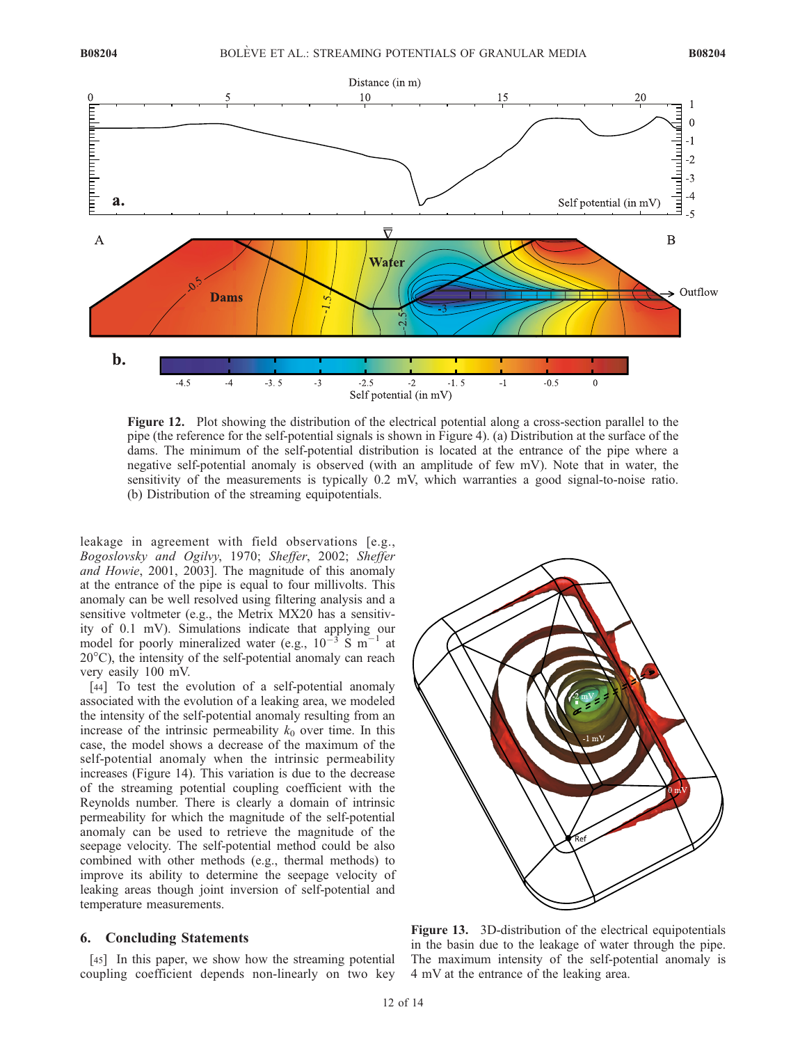Figure 12. Plot showing the distribution of the electrical potential along a cross-section parallel to the pipe (the reference for the self-potential signals is shown in Figure 4). (a) Distribution at the surface of the dams. The minimum of the self-potential distribution is located at the entrance of the pipe where a negative self-potential anomaly is observed (with an amplitude of few mV). Note that in water, the sensitivity of the measurements is typically 0.2 mV, which warranties a good signal-to-noise ratio. (b) Distribution of the streaming equipotentials.

leakage in agreement with field observations [e.g., *Bogoslovsky and Ogilvy*, 1970; *Sheffer*, 2002; *Sheffer and Howie*, 2001, 2003]. The magnitude of this anomaly at the entrance of the pipe is equal to four millivolts. This anomaly can be well resolved using filtering analysis and a sensitive voltmeter (e.g., the Metrix MX20 has a sensitivity of 0.1 mV). Simulations indicate that applying our model for poorly mineralized water (e.g., $10^{-3}$ S m$^{-1}$ at 20°C), the intensity of the self-potential anomaly can reach very easily 100 mV.

[44] To test the evolution of a self-potential anomaly associated with the evolution of a leaking area, we modeled the intensity of the self-potential anomaly resulting from an increase of the intrinsic permeability $k_0$ over time. In this case, the model shows a decrease of the maximum of the self-potential anomaly when the intrinsic permeability increases (Figure 14). This variation is due to the decrease of the streaming potential coupling coefficient with the Reynolds number. There is clearly a domain of intrinsic permeability for which the magnitude of the self-potential anomaly can be used to retrieve the magnitude of the seepage velocity. The self-potential method could be also combined with other methods (e.g., thermal methods) to improve its ability to determine the seepage velocity of leaking areas though joint inversion of self-potential and temperature measurements.

Figure 13. 3D-distribution of the electrical equipotentials in the basin due to the leakage of water through the pipe. The maximum intensity of the self-potential anomaly is 4 mV at the entrance of the leaking area.

## 6. Concluding Statements

[45] In this paper, we show how the streaming potential coupling coefficient depends non-linearly on two key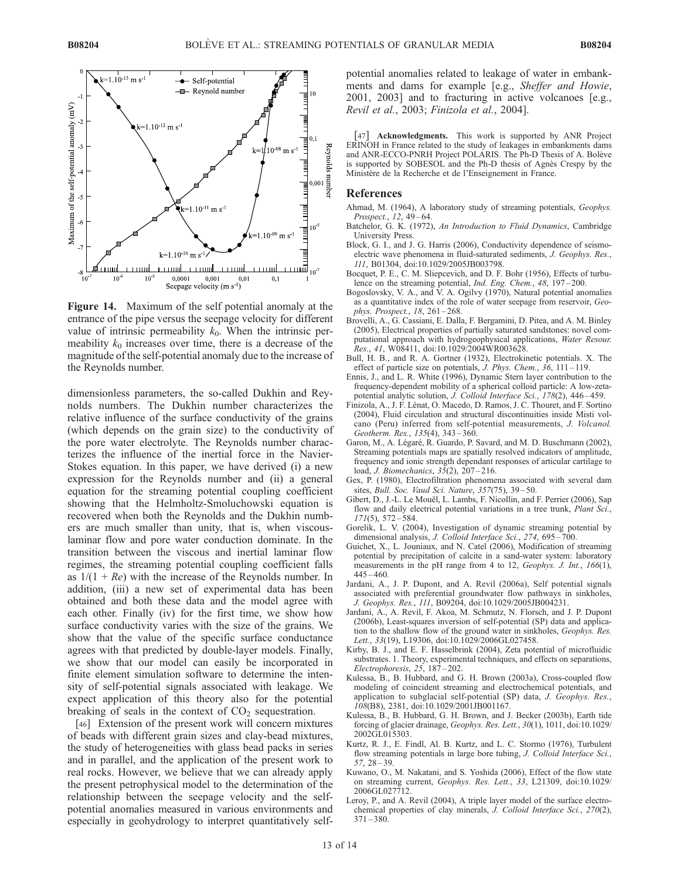**Figure 14.** Maximum of the self potential anomaly at the entrance of the pipe versus the seepage velocity for different value of intrinsic permeability $k_0$. When the intrinsic permeability $k_0$ increases over time, there is a decrease of the magnitude of the self-potential anomaly due to the increase of the Reynolds number.

dimensionless parameters, the so-called Dukhin and Reynolds numbers. The Dukhin number characterizes the relative influence of the surface conductivity of the grains (which depends on the grain size) to the conductivity of the pore water electrolyte. The Reynolds number characterizes the influence of the inertial force in the Navier-Stokes equation. In this paper, we have derived (i) a new expression for the Reynolds number and (ii) a general equation for the streaming potential coupling coefficient showing that the Helmholtz-Smoluchowski equation is recovered when both the Reynolds and the Dukhin numbers are much smaller than unity, that is, when viscous-laminar flow and pore water conduction dominate. In the transition between the viscous and inertial laminar flow regimes, the streaming potential coupling coefficient falls as $1/(1 + Re)$ with the increase of the Reynolds number. In addition, (iii) a new set of experimental data has been obtained and both these data and the model agree with each other. Finally (iv) for the first time, we show how surface conductivity varies with the size of the grains. We show that the value of the specific surface conductance agrees with that predicted by double-layer models. Finally, we show that our model can easily be incorporated in finite element simulation software to determine the intensity of self-potential signals associated with leakage. We expect application of this theory also for the potential breaking of seals in the context of $CO_2$ sequestration.

[46] Extension of the present work will concern mixtures of beads with different grain sizes and clay-bead mixtures, the study of heterogeneities with glass bead packs in series and in parallel, and the application of the present work to real rocks. However, we believe that we can already apply the present petrophysical model to the determination of the relationship between the seepage velocity and the self-potential anomalies measured in various environments and especially in geohydrology to interpret quantitatively self-potential anomalies related to leakage of water in embankments and dams for example [e.g., *Sheffer and Howie*, 2001, 2003] and to fracturing in active volcanoes [e.g., *Revil et al.*, 2003; *Finizola et al.*, 2004].

[47] **Acknowledgments.** This work is supported by ANR Project ERINOH in France related to the study of leakages in embankments dams and ANR-ECCO-PNRH Project POLARIS. The Ph-D Thesis of A. Bolève is supported by SOBESOL and the Ph-D thesis of Agnès Crespy by the Ministère de la Recherche et de l'Enseignement in France.

## References

Ahmad, M. (1964), A laboratory study of streaming potentials, *Geophys. Prospect.*, *12*, 49–64.

Batchelor, G. K. (1972), *An Introduction to Fluid Dynamics*, Cambridge University Press.

Block, G. I., and J. G. Harris (2006), Conductivity dependence of seismoelectric wave phenomena in fluid-saturated sediments, *J. Geophys. Res.*, *111*, B01304, doi:10.1029/2005JB003798.

Bocquet, P. E., C. M. Sliepcevich, and D. F. Bohr (1956), Effects of turbulence on the streaming potential, *Ind. Eng. Chem.*, *48*, 197–200.

Bogoslovsky, V. A., and V. A. Ogilvy (1970), Natural potential anomalies as a quantitative index of the role of water seepage from reservoir, *Geophys. Prospect.*, *18*, 261–268.

Brovelli, A., G. Cassiani, E. Dalla, F. Bergamini, D. Pitea, and A. M. Binley (2005), Electrical properties of partially saturated sandstones: novel computational approach with hydrogeophysical applications, *Water Resour. Res.*, *41*, W08411, doi:10.1029/2004WR003628.

Bull, H. B., and R. A. Gortner (1932), Electrokinetic potentials. X. The effect of particle size on potentials, *J. Phys. Chem.*, *36*, 111–119.

Ennis, J., and L. R. White (1996), Dynamic Stern layer contribution to the frequency-dependent mobility of a spherical colloid particle: A low-zeta-potential analytic solution, *J. Colloid Interface Sci.*, *178*(2), 446–459.

Finizola, A., J. F. Lénat, O. Macedo, D. Ramos, J. C. Thouret, and F. Sortino (2004), Fluid circulation and structural discontinuities inside Misti volcano (Peru) inferred from self-potential measurements, *J. Volcanol. Geotherm. Res.*, *135*(4), 343–360.

Garon, M., A. Légaré, R. Guardo, P. Savard, and M. D. Buschmann (2002), Streaming potentials maps are spatially resolved indicators of amplitude, frequency and ionic strength dependant responses of articular cartilage to load, *J. Biomechanics*, *35*(2), 207–216.

Gex, P. (1980), Electrofiltration phenomena associated with several dam sites, *Bull. Soc. Vaud Sci. Nature*, *357*(75), 39–50.

Gibert, D., J.-L. Le Mouël, L. Lambs, F. Nicollin, and F. Perrier (2006), Sap flow and daily electrical potential variations in a tree trunk, *Plant Sci.*, *171*(5), 572–584.

Gorelik, L. V. (2004), Investigation of dynamic streaming potential by dimensional analysis, *J. Colloid Interface Sci.*, *274*, 695–700.

Guichet, X., L. Jouniaux, and N. Catel (2006), Modification of streaming potential by precipitation of calcite in a sand-water system: laboratory measurements in the pH range from 4 to 12, *Geophys. J. Int.*, *166*(1), 445–460.

Jardani, A., J. P. Dupont, and A. Revil (2006a), Self potential signals associated with preferential groundwater flow pathways in sinkholes, *J. Geophys. Res.*, *111*, B09204, doi:10.1029/2005JB004231.

Jardani, A., A. Revil, F. Akoa, M. Schmutz, N. Florsch, and J. P. Dupont (2006b), Least-squares inversion of self-potential (SP) data and application to the shallow flow of the ground water in sinkholes, *Geophys. Res. Lett.*, *33*(19), L19306, doi:10.1029/2006GL027458.

Kirby, B. J., and E. F. Hasselbrink (2004), Zeta potential of microfluidic substrates. 1. Theory, experimental techniques, and effects on separations, *Electrophoresis*, *25*, 187–202.

Kulessa, B., B. Hubbard, and G. H. Brown (2003a), Cross-coupled flow modeling of coincident streaming and electrochemical potentials, and application to subglacial self-potential (SP) data, *J. Geophys. Res.*, *108*(B8), 2381, doi:10.1029/2001JB001167.

Kulessa, B., B. Hubbard, G. H. Brown, and J. Becker (2003b), Earth tide forcing of glacier drainage, *Geophys. Res. Lett.*, *30*(1), 1011, doi:10.1029/2002GL015303.

Kurtz, R. J., E. Findl, Al. B. Kurtz, and L. C. Stormo (1976), Turbulent flow streaming potentials in large bore tubing, *J. Colloid Interface Sci.*, *57*, 28–39.

Kuwano, O., M. Nakatani, and S. Yoshida (2006), Effect of the flow state on streaming current, *Geophys. Res. Lett.*, *33*, L21309, doi:10.1029/2006GL027712.

Leroy, P., and A. Revil (2004), A triple layer model of the surface electrochemical properties of clay minerals, *J. Colloid Interface Sci.*, *270*(2), 371–380.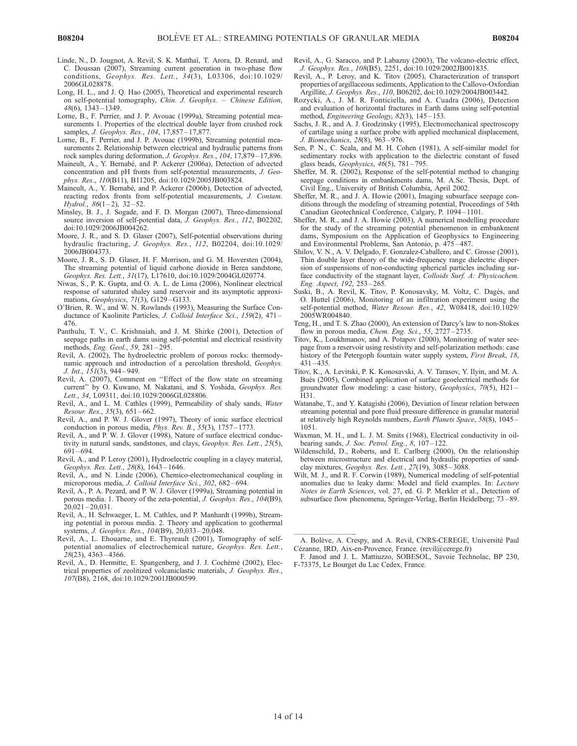Linde, N., D. Jougnot, A. Revil, S. K. Matthaï, T. Arora, D. Renard, and C. Doussan (2007), Streaming current generation in two-phase flow conditions, *Geophys. Res. Lett.*, *34*(3), L03306, doi:10.1029/2006GL028878.

Long, H. L., and J. Q. Hao (2005), Theoretical and experimental research on self-potential tomography, *Chin. J. Geophys. – Chinese Edition*, *48*(6), 1343–1349.

Lorne, B., F. Perrier, and J. P. Avouac (1999a), Streaming potential measurements 1. Properties of the electrical double layer from crushed rock samples, *J. Geophys. Res.*, *104*, 17,857–17,877.

Lorne, B., F. Perrier, and J. P. Avouac (1999b), Streaming potential measurements 2. Relationship between electrical and hydraulic patterns from rock samples during deformation, *J. Geophys. Res.*, *104*, 17,879–17,896.

Maineult, A., Y. Bernabé, and P. Ackerer (2006a), Detection of advected concentration and pH fronts from self-potential measurements, *J. Geophys. Res.*, *110*(B11), B11205, doi:10.1029/2005JB003824.

Maineult, A., Y. Bernabé, and P. Ackerer (2006b), Detection of advected, reacting redox fronts from self-potential measurements, *J. Contam. Hydrol.*, *86*(1–2), 32–52.

Minsley, B. J., J. Sogade, and F. D. Morgan (2007), Three-dimensional source inversion of self-potential data, *J. Geophys. Res.*, *112*, B02202, doi:10.1029/2006JB004262.

Moore, J. R., and S. D. Glaser (2007), Self-potential observations during hydraulic fracturing, *J. Geophys. Res.*, *112*, B02204, doi:10.1029/2006JB004373.

Moore, J. R., S. D. Glaser, H. F. Morrison, and G. M. Hoversten (2004), The streaming potential of liquid carbone dioxide in Berea sandstone, *Geophys. Res. Lett.*, *31*(17), L17610, doi:10.1029/2004GL020774.

Niwas, S., P. K. Gupta, and O. A. L. de Lima (2006), Nonlinear electrical response of saturated shaley sand reservoir and its asymptotic approximations, *Geophysics*, *71*(3), G129–G133.

O'Brien, R. W., and W. N. Rowlands (1993), Measuring the Surface Conductance of Kaolinite Particles, *J. Colloid Interface Sci.*, *159*(2), 471–476.

Panthulu, T. V., C. Krishnaiah, and J. M. Shirke (2001), Detection of seepage paths in earth dams using self-potential and electrical resistivity methods, *Eng. Geol.*, *59*, 281–295.

Revil, A. (2002), The hydroelectric problem of porous rocks: thermodynamic approach and introduction of a percolation threshold, *Geophys. J. Int.*, *151*(3), 944–949.

Revil, A. (2007), Comment on "Effect of the flow state on streaming current" by O. Kuwano, M. Nakatani, and S. Yoshida, *Geophys. Res. Lett.*, *34*, L09311, doi:10.1029/2006GL028806.

Revil, A., and L. M. Cathles (1999), Permeability of shaly sands, *Water Resour. Res.*, *35*(3), 651–662.

Revil, A., and P. W. J. Glover (1997), Theory of ionic surface electrical conduction in porous media, *Phys. Rev. B.*, *55*(3), 1757–1773.

Revil, A., and P. W. J. Glover (1998), Nature of surface electrical conductivity in natural sands, sandstones, and clays, *Geophys. Res. Lett.*, *25*(5), 691–694.

Revil, A., and P. Leroy (2001), Hydroelectric coupling in a clayey material, *Geophys. Res. Lett.*, *28*(8), 1643–1646.

Revil, A., and N. Linde (2006), Chemico-electromechanical coupling in microporous media, *J. Colloid Interface Sci.*, *302*, 682–694.

Revil, A., P. A. Pezard, and P. W. J. Glover (1999a), Streaming potential in porous media. 1. Theory of the zeta-potential, *J. Geophys. Res.*, *104*(B9), 20,021–20,031.

Revil, A., H. Schwaeger, L. M. Cathles, and P. Manhardt (1999b), Streaming potential in porous media. 2. Theory and application to geothermal systems, *J. Geophys. Res.*, *104*(B9), 20,033–20,048.

Revil, A., L. Ehouarne, and E. Thyreault (2001), Tomography of self-potential anomalies of electrochemical nature, *Geophys. Res. Lett.*, *28*(23), 4363–4366.

Revil, A., D. Hermitte, E. Spangenberg, and J. J. Cochémé (2002), Electrical properties of zeolitized volcaniclastic materials, *J. Geophys. Res.*, *107*(B8), 2168, doi:10.1029/2001JB000599.

Revil, A., G. Saracco, and P. Labazuy (2003), The volcano-electric effect, *J. Geophys. Res.*, *108*(B5), 2251, doi:10.1029/2002JB001835.

Revil, A., P. Leroy, and K. Titov (2005), Characterization of transport properties of argillaceous sediments, Application to the Callovo-Oxfordian Argillite, *J. Geophys. Res.*, *110*, B06202, doi:10.1029/2004JB003442.

Rozycki, A., J. M. R. Fonticiella, and A. Cuadra (2006), Detection and evaluation of horizontal fractures in Earth dams using self-potential method, *Engineering Geology*, *82*(3), 145–153.

Sachs, J. R., and A. J. Grodzinsky (1995), Electromechanical spectroscopy of cartilage using a surface probe with applied mechanical displacement, *J. Biomechanics*, *28*(8), 963–976.

Sen, P. N., C. Scala, and M. H. Cohen (1981), A self-similar model for sedimentary rocks with application to the dielectric constant of fused glass beads, *Geophysics*, *46*(5), 781–795.

Sheffer, M. R. (2002), Response of the self-potential method to changing seepage conditions in embankments dams, M. A.Sc. Thesis, Dept. of Civil Eng., University of British Columbia, April 2002.

Sheffer, M. R., and J. A. Howie (2001), Imaging subsurface seepage conditions through the modeling of streaming potential, Proceedings of 54th Canadian Geotechnical Conference, Calgary, P. 1094–1101.

Sheffer, M. R., and J. A. Howie (2003), A numerical modelling procedure for the study of the streaming potential phenomenon in embankment dams, Symposium on the Application of Geophysics to Engineering and Environmental Problems, San Antonio, p. 475–487.

Shilov, V. N., A. V. Delgado, F. Gonzalez-Caballero, and C. Grosse (2001), Thin double layer theory of the wide-frequency range dielectric dispersion of suspensions of non-conducting spherical particles including surface conductivity of the stagnant layer, *Colloids Surf. A: Physicochem. Eng. Aspect*, *192*, 253–265.

Suski, B., A. Revil, K. Titov, P. Konosavsky, M. Voltz, C. Dagès, and O. Huttel (2006), Monitoring of an infiltration experiment using the self-potential method, *Water Resour. Res.*, *42*, W08418, doi:10.1029/2005WR004840.

Teng, H., and T. S. Zhao (2000), An extension of Darcy's law to non-Stokes flow in porous media, *Chem. Eng. Sci.*, *55*, 2727–2735.

Titov, K., Loukhmanov, and A. Potapov (2000), Monitoring of water seepage from a reservoir using resistivity and self-polarization methods: case history of the Petergoph fountain water supply system, *First Break*, *18*, 431–435.

Titov, K., A. Levitski, P. K. Konosavski, A. V. Tarasov, Y. Ilyin, and M. A. Buès (2005), Combined application of surface geoelectrical methods for groundwater flow modeling: a case history, *Geophysics*, *70*(5), H21–H31.

Watanabe, T., and Y. Katagishi (2006), Deviation of linear relation between streaming potential and pore fluid pressure difference in granular material at relatively high Reynolds numbers, *Earth Planets Space*, *58*(8), 1045–1051.

Waxman, M. H., and L. J. M. Smits (1968), Electrical conductivity in oil-bearing sands, *J. Soc. Petrol. Eng.*, *8*, 107–122.

Wildenschild, D., Roberts, and E. Carlberg (2000), On the relationship between microstructure and electrical and hydraulic properties of sand-clay mixtures, *Geophys. Res. Lett.*, *27*(19), 3085–3088.

Wilt, M. J., and R. F. Corwin (1989), Numerical modeling of self-potential anomalies due to leaky dams: Model and field examples. In: *Lecture Notes in Earth Sciences*, vol. 27, ed. G. P. Merkler et al., Detection of subsurface flow phenomena, Springer-Verlag, Berlin Heidelberg; 73–89.

---

A. Bolève, A. Crespy, and A. Revil, CNRS-CEREGE, Université Paul Cézanne, IRD, Aix-en-Provence, France. (revil@cerege.fr)

F. Janod and J. L. Mattiuzzo, SOBESOL, Savoie Technolac, BP 230, F-73375, Le Bourget du Lac Cedex, France.